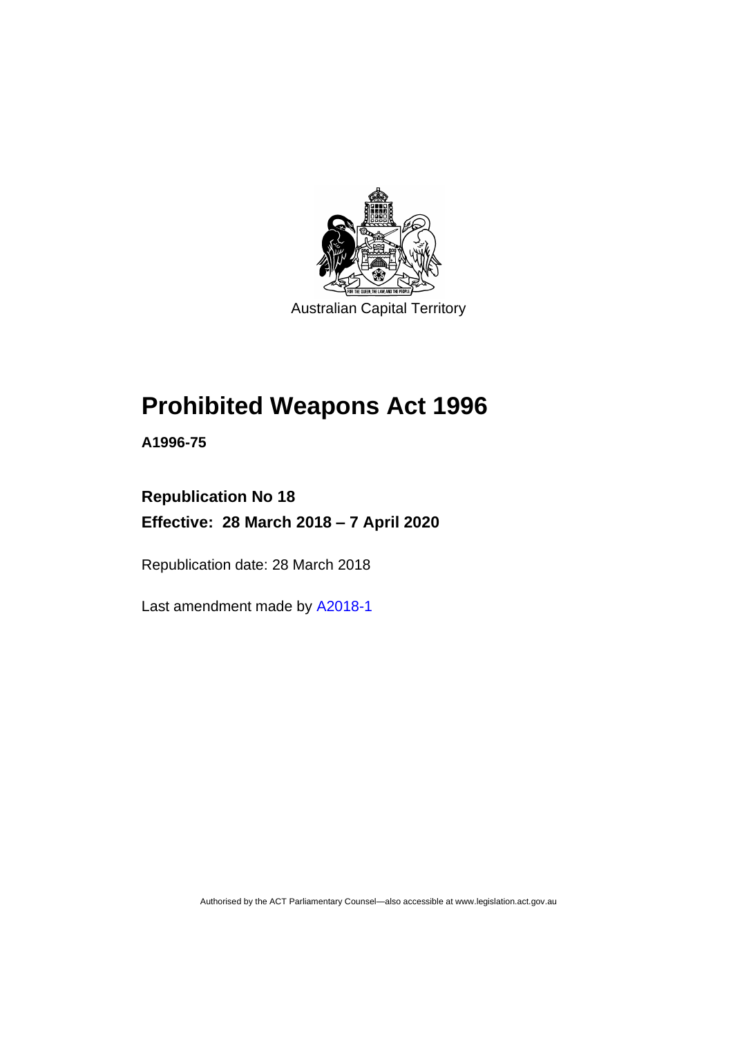Australian Capital Territory

# Prohibited Weapons Act 1996

**A1996-75**

**Republication No 18**

**Effective: 28 March 2018 – 7 April 2020**

Republication date: 28 March 2018

Last amendment made by A2018-1

Authorised by the ACT Parliamentary Counsel—also accessible at www.legislation.act.gov.au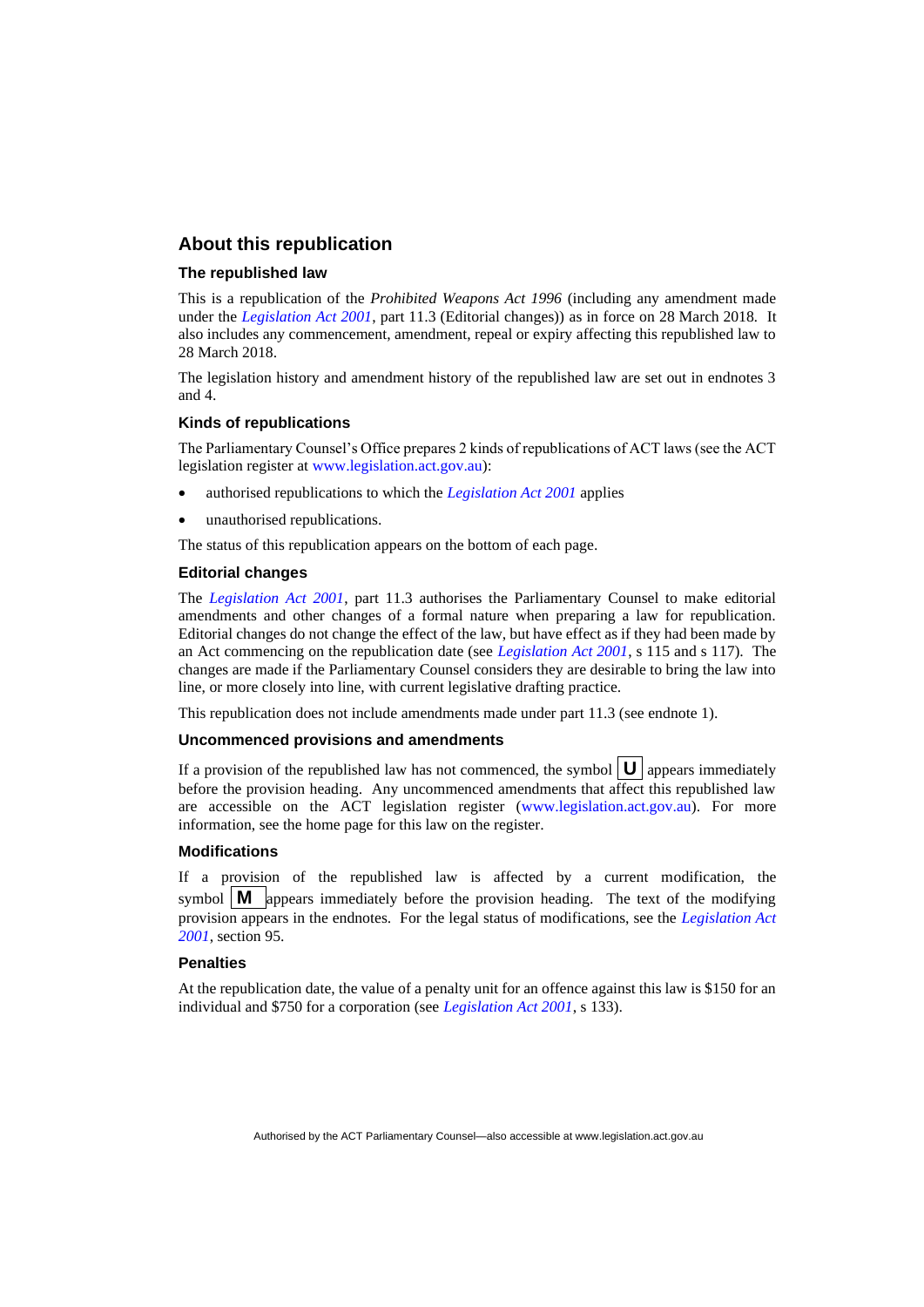## About this republication

### The republished law

This is a republication of the *Prohibited Weapons Act 1996* (including any amendment made under the *Legislation Act 2001*, part 11.3 (Editorial changes)) as in force on 28 March 2018. It also includes any commencement, amendment, repeal or expiry affecting this republished law to 28 March 2018.

The legislation history and amendment history of the republished law are set out in endnotes 3 and 4.

### Kinds of republications

The Parliamentary Counsel's Office prepares 2 kinds of republications of ACT laws (see the ACT legislation register at www.legislation.act.gov.au):

- authorised republications to which the *Legislation Act 2001* applies
- unauthorised republications.

The status of this republication appears on the bottom of each page.

### Editorial changes

The *Legislation Act 2001*, part 11.3 authorises the Parliamentary Counsel to make editorial amendments and other changes of a formal nature when preparing a law for republication. Editorial changes do not change the effect of the law, but have effect as if they had been made by an Act commencing on the republication date (see *Legislation Act 2001*, s 115 and s 117). The changes are made if the Parliamentary Counsel considers they are desirable to bring the law into line, or more closely into line, with current legislative drafting practice.

This republication does not include amendments made under part 11.3 (see endnote 1).

### Uncommenced provisions and amendments

If a provision of the republished law has not commenced, the symbol **U** appears immediately before the provision heading. Any uncommenced amendments that affect this republished law are accessible on the ACT legislation register (www.legislation.act.gov.au). For more information, see the home page for this law on the register.

### Modifications

If a provision of the republished law is affected by a current modification, the symbol **M** appears immediately before the provision heading. The text of the modifying provision appears in the endnotes. For the legal status of modifications, see the *Legislation Act 2001*, section 95.

### Penalties

At the republication date, the value of a penalty unit for an offence against this law is $150 for an individual and $750 for a corporation (see *Legislation Act 2001*, s 133).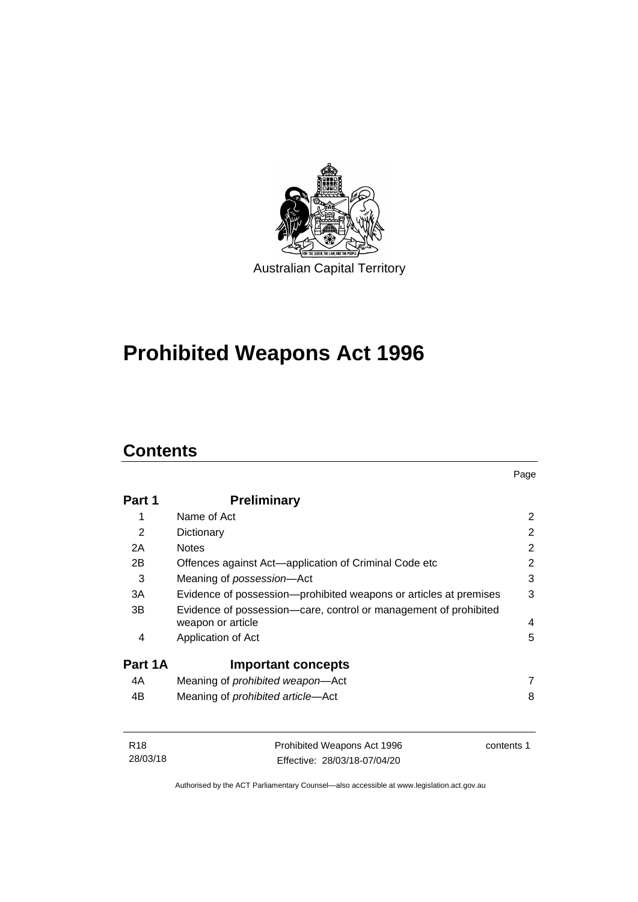Australian Capital Territory

# Prohibited Weapons Act 1996

## Contents

| | | Page |
|---|---|---|
| **Part 1** | **Preliminary** | |
| 1 | Name of Act | 2 |
| 2 | Dictionary | 2 |
| 2A | Notes | 2 |
| 2B | Offences against Act—application of Criminal Code etc | 2 |
| 3 | Meaning of *possession*—Act | 3 |
| 3A | Evidence of possession—prohibited weapons or articles at premises | 3 |
| 3B | Evidence of possession—care, control or management of prohibited weapon or article | 4 |
| 4 | Application of Act | 5 |
| **Part 1A** | **Important concepts** | |
| 4A | Meaning of *prohibited weapon*—Act | 7 |
| 4B | Meaning of *prohibited article*—Act | 8 |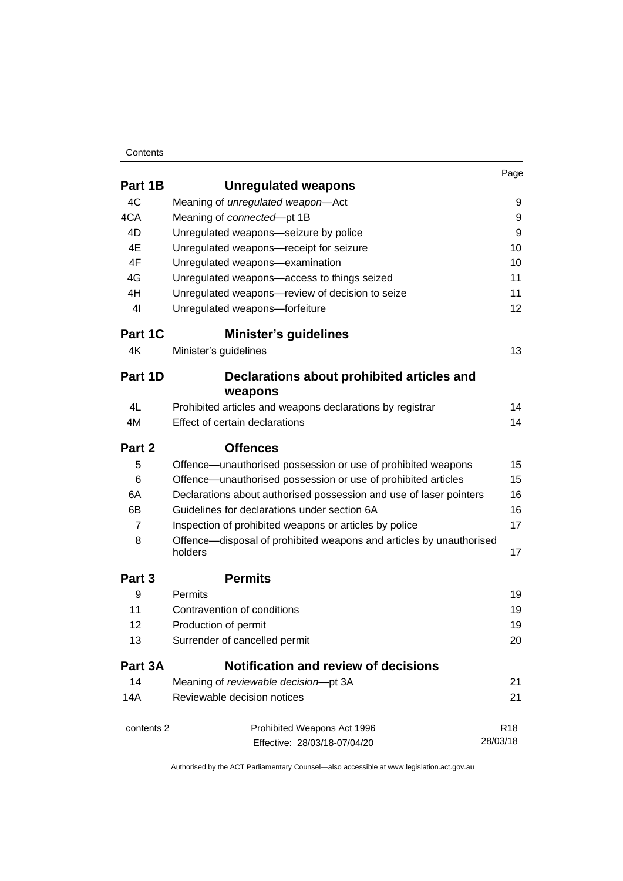| | | Page |
|---|---|---|
| **Part 1B** | **Unregulated weapons** | |
| 4C | Meaning of *unregulated weapon*—Act | 9 |
| 4CA | Meaning of *connected*—pt 1B | 9 |
| 4D | Unregulated weapons—seizure by police | 9 |
| 4E | Unregulated weapons—receipt for seizure | 10 |
| 4F | Unregulated weapons—examination | 10 |
| 4G | Unregulated weapons—access to things seized | 11 |
| 4H | Unregulated weapons—review of decision to seize | 11 |
| 4I | Unregulated weapons—forfeiture | 12 |
| **Part 1C** | **Minister's guidelines** | |
| 4K | Minister's guidelines | 13 |
| **Part 1D** | **Declarations about prohibited articles and weapons** | |
| 4L | Prohibited articles and weapons declarations by registrar | 14 |
| 4M | Effect of certain declarations | 14 |
| **Part 2** | **Offences** | |
| 5 | Offence—unauthorised possession or use of prohibited weapons | 15 |
| 6 | Offence—unauthorised possession or use of prohibited articles | 15 |
| 6A | Declarations about authorised possession and use of laser pointers | 16 |
| 6B | Guidelines for declarations under section 6A | 16 |
| 7 | Inspection of prohibited weapons or articles by police | 17 |
| 8 | Offence—disposal of prohibited weapons and articles by unauthorised holders | 17 |
| **Part 3** | **Permits** | |
| 9 | Permits | 19 |
| 11 | Contravention of conditions | 19 |
| 12 | Production of permit | 19 |
| 13 | Surrender of cancelled permit | 20 |
| **Part 3A** | **Notification and review of decisions** | |
| 14 | Meaning of *reviewable decision*—pt 3A | 21 |
| 14A | Reviewable decision notices | 21 |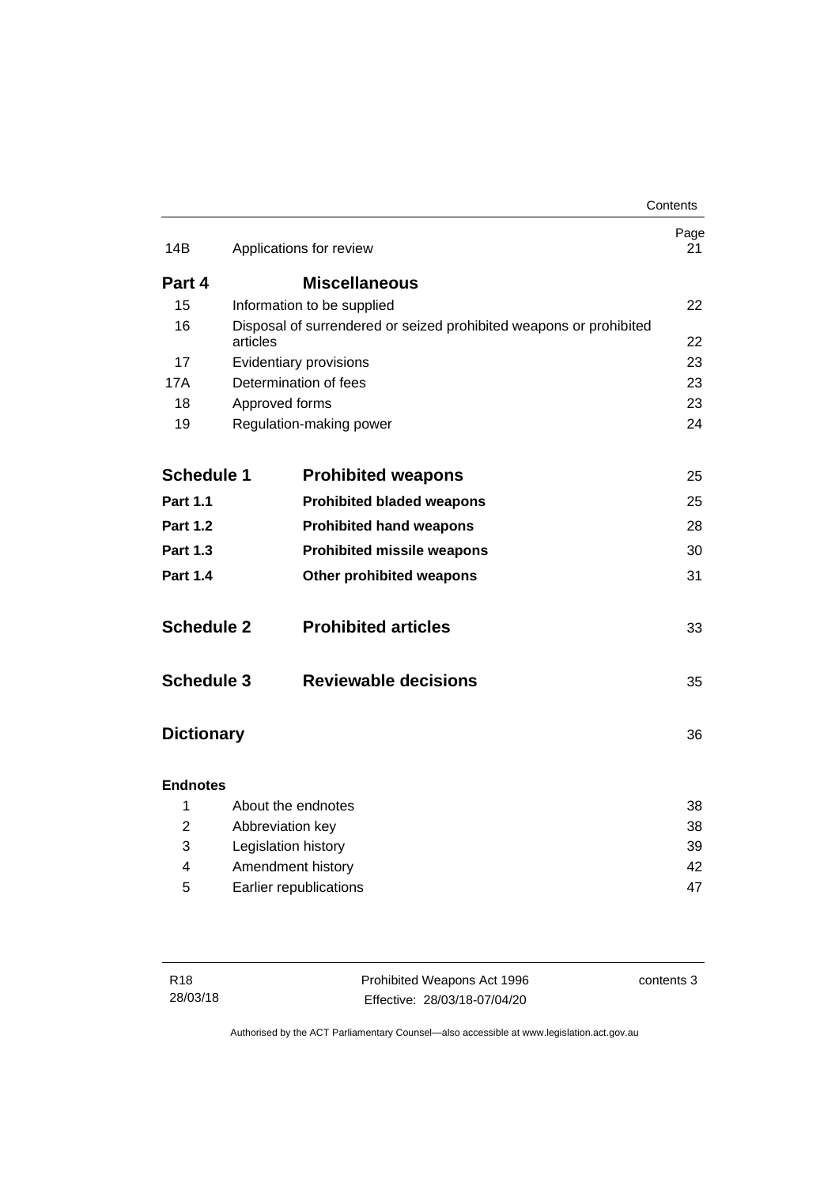| | | Page |
|---|---|---|
| 14B | Applications for review | 21 |
| **Part 4** | **Miscellaneous** | |
| 15 | Information to be supplied | 22 |
| 16 | Disposal of surrendered or seized prohibited weapons or prohibited articles | 22 |
| 17 | Evidentiary provisions | 23 |
| 17A | Determination of fees | 23 |
| 18 | Approved forms | 23 |
| 19 | Regulation-making power | 24 |
| **Schedule 1** | **Prohibited weapons** | 25 |
| **Part 1.1** | **Prohibited bladed weapons** | 25 |
| **Part 1.2** | **Prohibited hand weapons** | 28 |
| **Part 1.3** | **Prohibited missile weapons** | 30 |
| **Part 1.4** | **Other prohibited weapons** | 31 |
| **Schedule 2** | **Prohibited articles** | 33 |
| **Schedule 3** | **Reviewable decisions** | 35 |
| **Dictionary** | | 36 |
| **Endnotes** | | |
| 1 | About the endnotes | 38 |
| 2 | Abbreviation key | 38 |
| 3 | Legislation history | 39 |
| 4 | Amendment history | 42 |
| 5 | Earlier republications | 47 |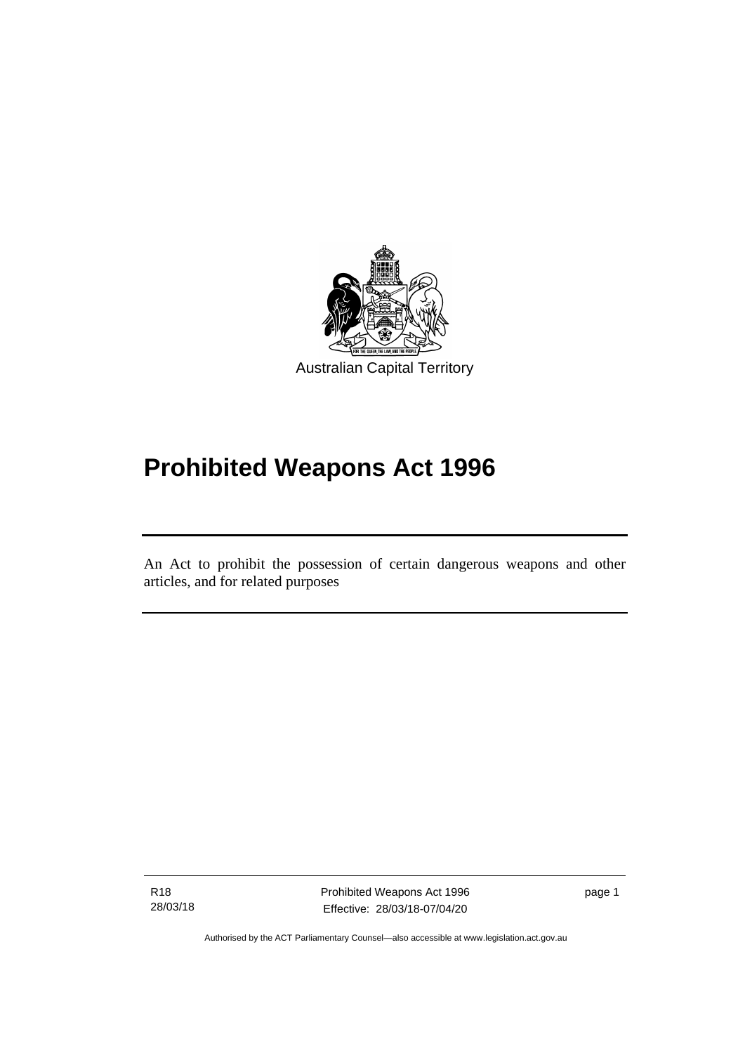Australian Capital Territory

# Prohibited Weapons Act 1996

An Act to prohibit the possession of certain dangerous weapons and other articles, and for related purposes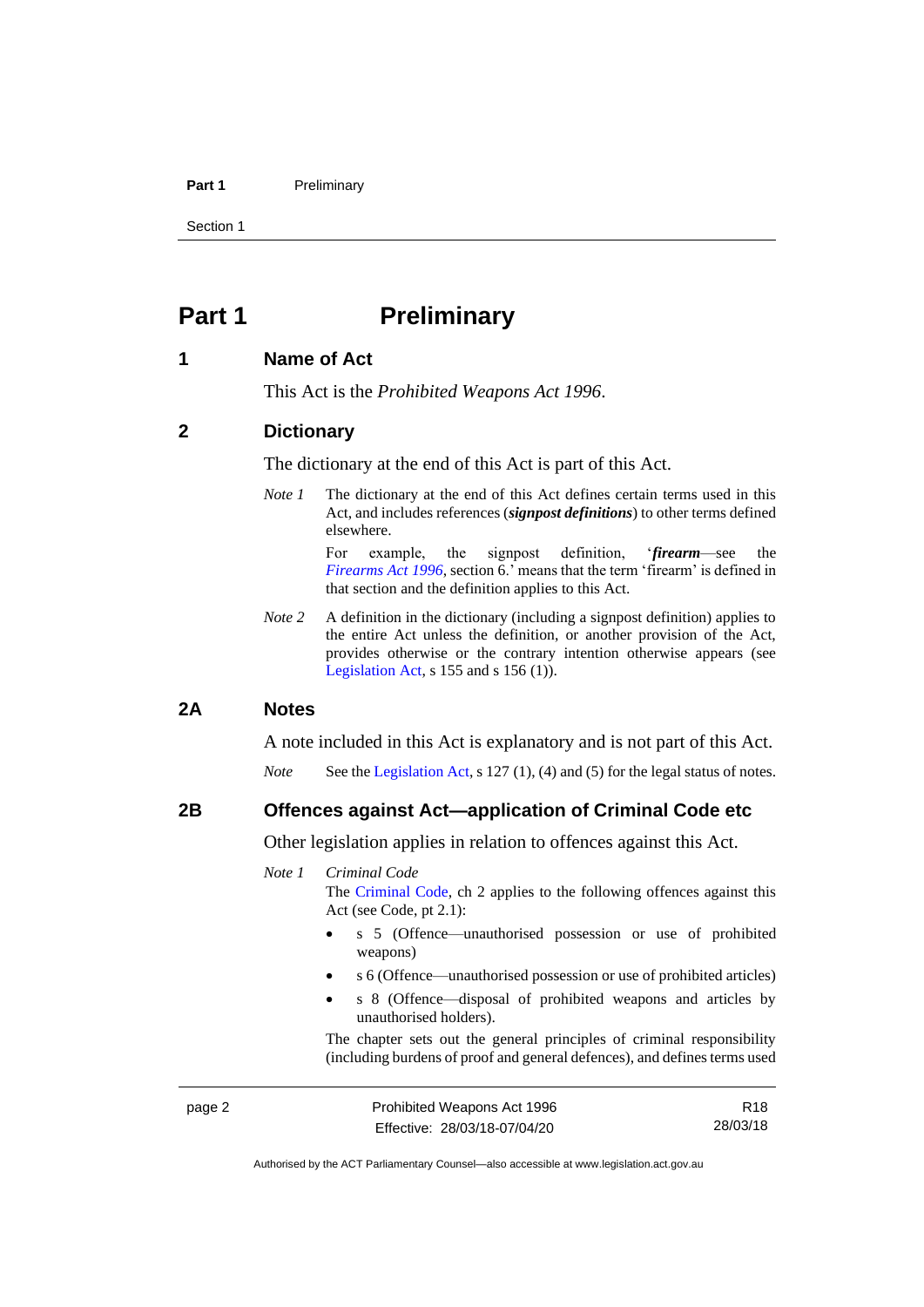# Part 1 Preliminary

## 1 Name of Act

This Act is the *Prohibited Weapons Act 1996*.

## 2 Dictionary

The dictionary at the end of this Act is part of this Act.

*Note 1* The dictionary at the end of this Act defines certain terms used in this Act, and includes references (***signpost definitions***) to other terms defined elsewhere.

For example, the signpost definition, '***firearm***—see the *Firearms Act 1996*, section 6.' means that the term 'firearm' is defined in that section and the definition applies to this Act.

*Note 2* A definition in the dictionary (including a signpost definition) applies to the entire Act unless the definition, or another provision of the Act, provides otherwise or the contrary intention otherwise appears (see Legislation Act, s 155 and s 156 (1)).

## 2A Notes

A note included in this Act is explanatory and is not part of this Act.

*Note* See the Legislation Act, s 127 (1), (4) and (5) for the legal status of notes.

## 2B Offences against Act—application of Criminal Code etc

Other legislation applies in relation to offences against this Act.

*Note 1* *Criminal Code*

The Criminal Code, ch 2 applies to the following offences against this Act (see Code, pt 2.1):

- s 5 (Offence—unauthorised possession or use of prohibited weapons)
- s 6 (Offence—unauthorised possession or use of prohibited articles)
- s 8 (Offence—disposal of prohibited weapons and articles by unauthorised holders).

The chapter sets out the general principles of criminal responsibility (including burdens of proof and general defences), and defines terms used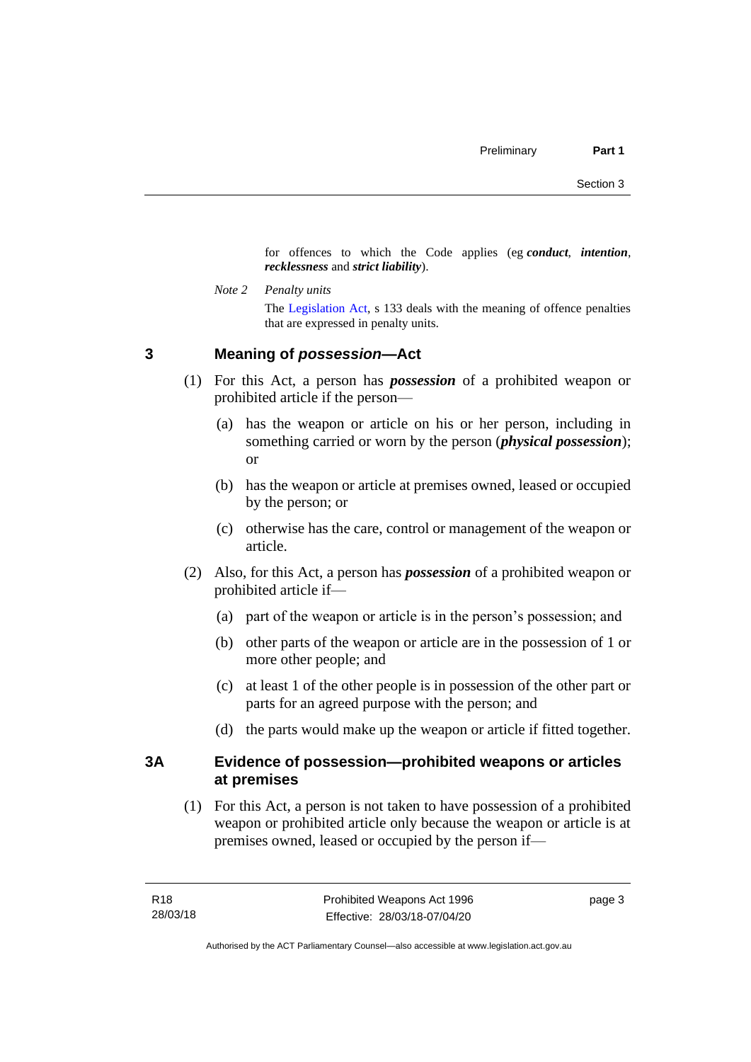for offences to which the Code applies (eg ***conduct***, ***intention***, ***recklessness*** and ***strict liability***).

*Note 2* *Penalty units*

The Legislation Act, s 133 deals with the meaning of offence penalties that are expressed in penalty units.

## 3 Meaning of *possession*—Act

(1) For this Act, a person has ***possession*** of a prohibited weapon or prohibited article if the person—

(a) has the weapon or article on his or her person, including in something carried or worn by the person (***physical possession***); or

(b) has the weapon or article at premises owned, leased or occupied by the person; or

(c) otherwise has the care, control or management of the weapon or article.

(2) Also, for this Act, a person has ***possession*** of a prohibited weapon or prohibited article if—

(a) part of the weapon or article is in the person's possession; and

(b) other parts of the weapon or article are in the possession of 1 or more other people; and

(c) at least 1 of the other people is in possession of the other part or parts for an agreed purpose with the person; and

(d) the parts would make up the weapon or article if fitted together.

## 3A Evidence of possession—prohibited weapons or articles at premises

(1) For this Act, a person is not taken to have possession of a prohibited weapon or prohibited article only because the weapon or article is at premises owned, leased or occupied by the person if—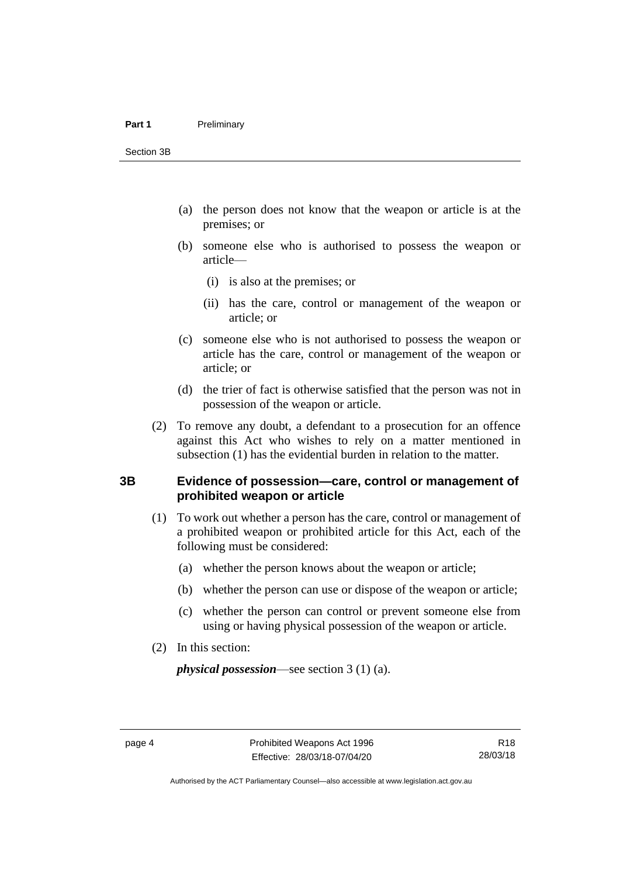(a) the person does not know that the weapon or article is at the premises; or

(b) someone else who is authorised to possess the weapon or article—

(i) is also at the premises; or

(ii) has the care, control or management of the weapon or article; or

(c) someone else who is not authorised to possess the weapon or article has the care, control or management of the weapon or article; or

(d) the trier of fact is otherwise satisfied that the person was not in possession of the weapon or article.

(2) To remove any doubt, a defendant to a prosecution for an offence against this Act who wishes to rely on a matter mentioned in subsection (1) has the evidential burden in relation to the matter.

## 3B Evidence of possession—care, control or management of prohibited weapon or article

(1) To work out whether a person has the care, control or management of a prohibited weapon or prohibited article for this Act, each of the following must be considered:

(a) whether the person knows about the weapon or article;

(b) whether the person can use or dispose of the weapon or article;

(c) whether the person can control or prevent someone else from using or having physical possession of the weapon or article.

(2) In this section:

***physical possession***—see section 3 (1) (a).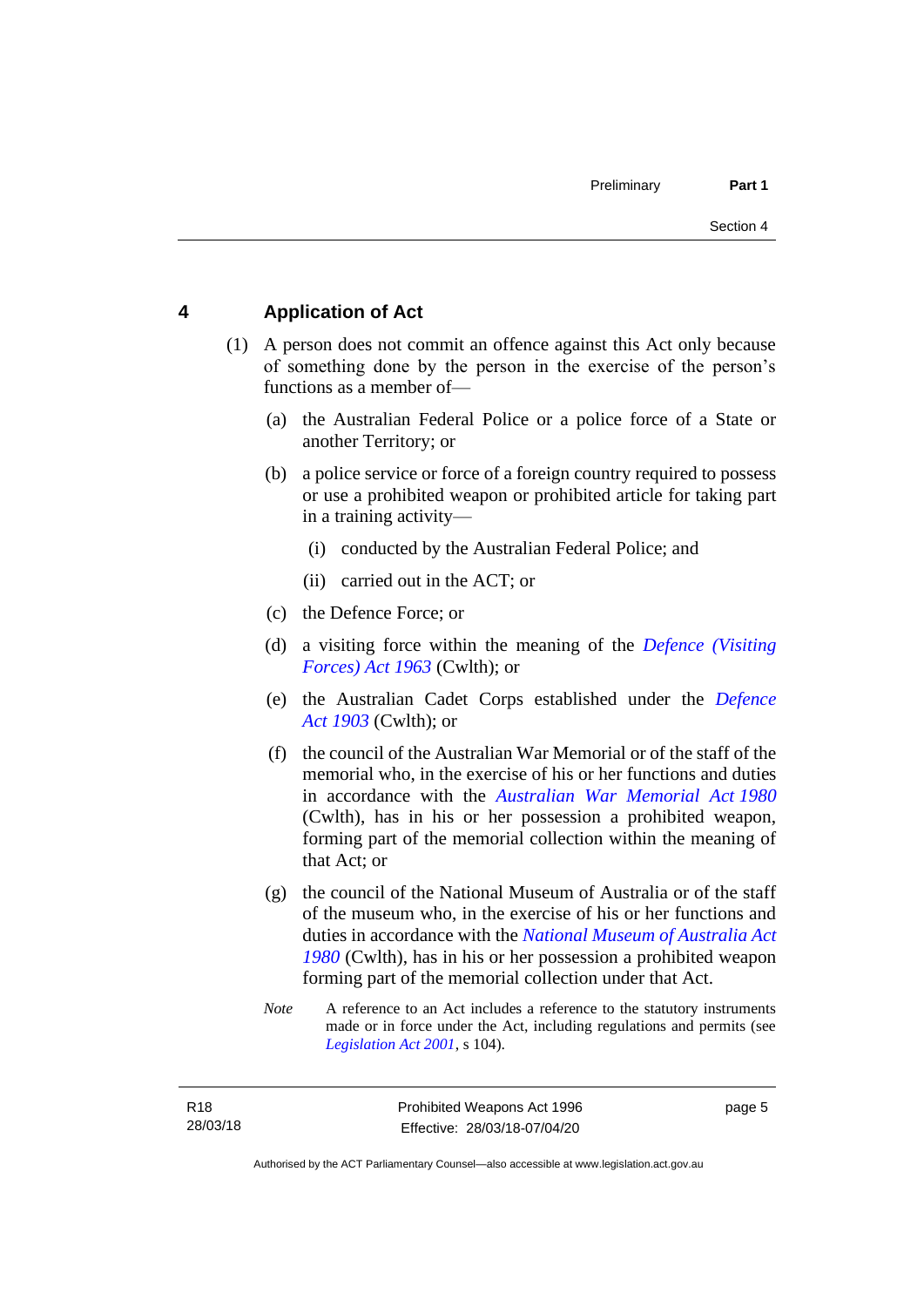## 4 Application of Act

(1) A person does not commit an offence against this Act only because of something done by the person in the exercise of the person's functions as a member of—

(a) the Australian Federal Police or a police force of a State or another Territory; or

(b) a police service or force of a foreign country required to possess or use a prohibited weapon or prohibited article for taking part in a training activity—

(i) conducted by the Australian Federal Police; and

(ii) carried out in the ACT; or

(c) the Defence Force; or

(d) a visiting force within the meaning of the *Defence (Visiting Forces) Act 1963* (Cwlth); or

(e) the Australian Cadet Corps established under the *Defence Act 1903* (Cwlth); or

(f) the council of the Australian War Memorial or of the staff of the memorial who, in the exercise of his or her functions and duties in accordance with the *Australian War Memorial Act 1980* (Cwlth), has in his or her possession a prohibited weapon, forming part of the memorial collection within the meaning of that Act; or

(g) the council of the National Museum of Australia or of the staff of the museum who, in the exercise of his or her functions and duties in accordance with the *National Museum of Australia Act 1980* (Cwlth), has in his or her possession a prohibited weapon forming part of the memorial collection under that Act.

*Note* A reference to an Act includes a reference to the statutory instruments made or in force under the Act, including regulations and permits (see *Legislation Act 2001*, s 104).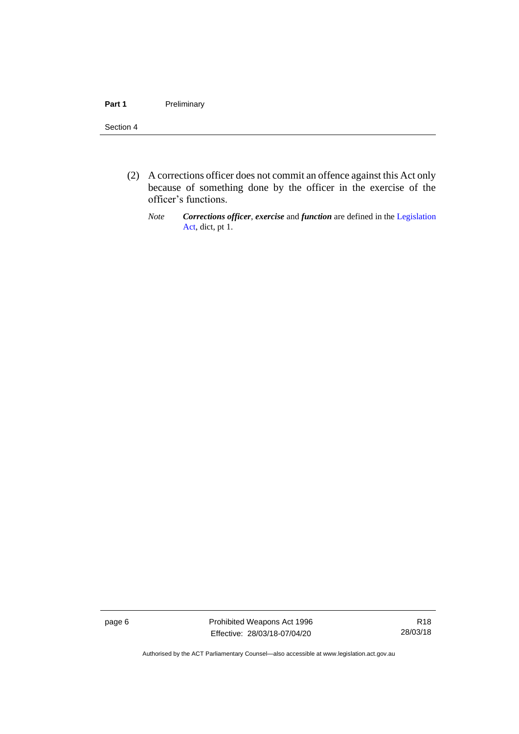(2) A corrections officer does not commit an offence against this Act only because of something done by the officer in the exercise of the officer's functions.

*Note* ***Corrections officer***, ***exercise*** and ***function*** are defined in the Legislation Act, dict, pt 1.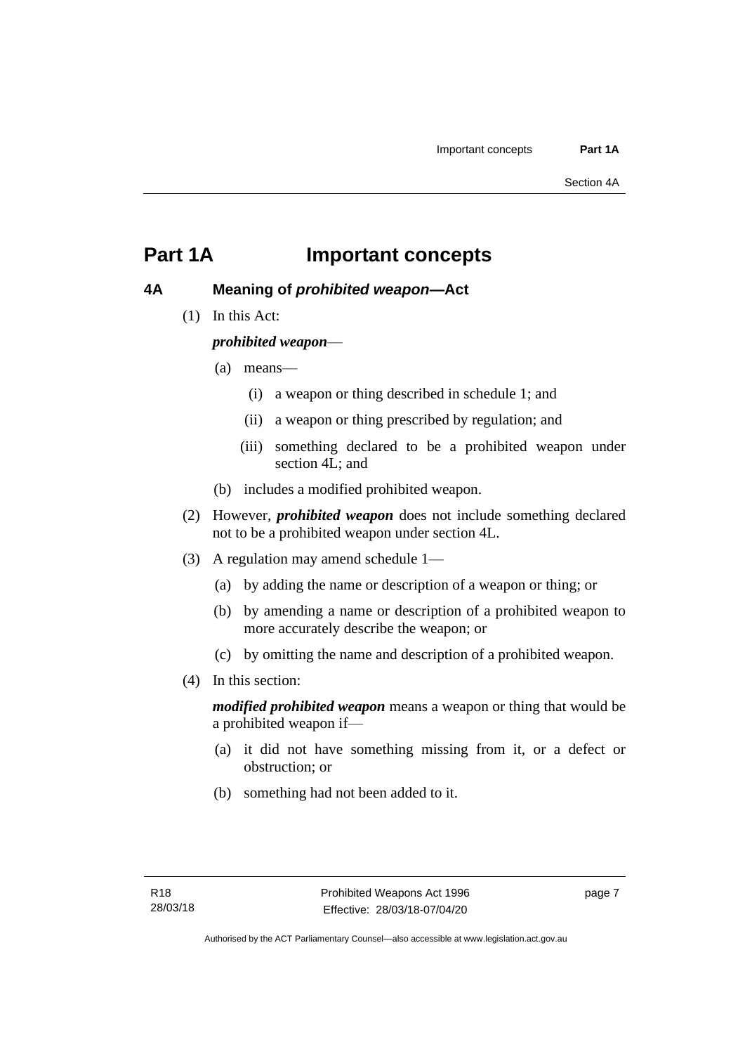# Part 1A Important concepts

## 4A Meaning of *prohibited weapon*—Act

(1) In this Act:

***prohibited weapon***—

(a) means—

(i) a weapon or thing described in schedule 1; and

(ii) a weapon or thing prescribed by regulation; and

(iii) something declared to be a prohibited weapon under section 4L; and

(b) includes a modified prohibited weapon.

(2) However, ***prohibited weapon*** does not include something declared not to be a prohibited weapon under section 4L.

(3) A regulation may amend schedule 1—

(a) by adding the name or description of a weapon or thing; or

(b) by amending a name or description of a prohibited weapon to more accurately describe the weapon; or

(c) by omitting the name and description of a prohibited weapon.

(4) In this section:

***modified prohibited weapon*** means a weapon or thing that would be a prohibited weapon if—

(a) it did not have something missing from it, or a defect or obstruction; or

(b) something had not been added to it.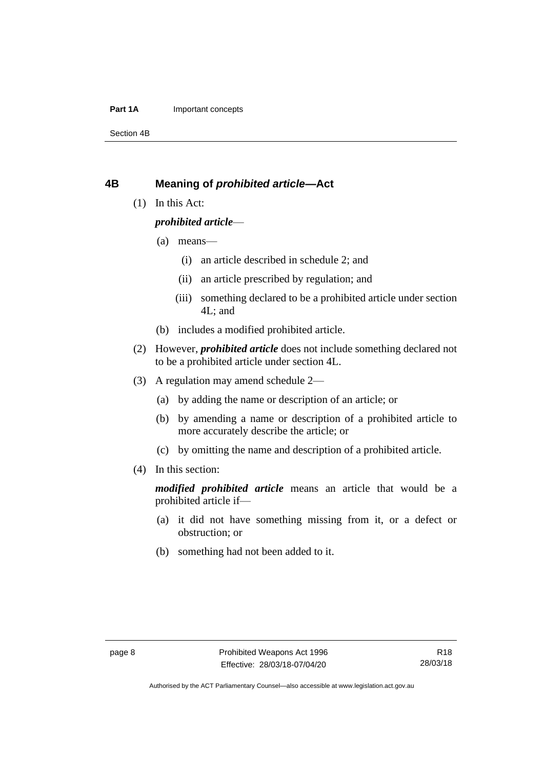## 4B Meaning of *prohibited article*—Act

(1) In this Act:

***prohibited article***—

(a) means—

(i) an article described in schedule 2; and

(ii) an article prescribed by regulation; and

(iii) something declared to be a prohibited article under section 4L; and

(b) includes a modified prohibited article.

(2) However, ***prohibited article*** does not include something declared not to be a prohibited article under section 4L.

(3) A regulation may amend schedule 2—

(a) by adding the name or description of an article; or

(b) by amending a name or description of a prohibited article to more accurately describe the article; or

(c) by omitting the name and description of a prohibited article.

(4) In this section:

***modified prohibited article*** means an article that would be a prohibited article if—

(a) it did not have something missing from it, or a defect or obstruction; or

(b) something had not been added to it.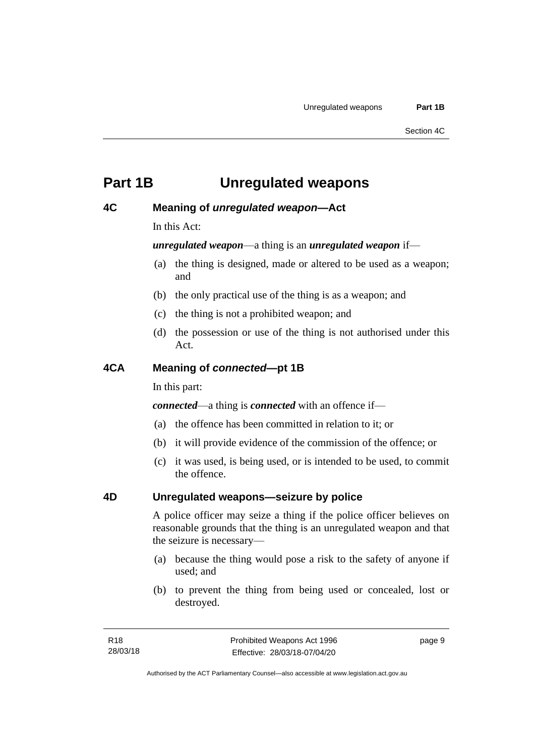# Part 1B Unregulated weapons

## 4C Meaning of *unregulated weapon*—Act

In this Act:

***unregulated weapon***—a thing is an ***unregulated weapon*** if—

(a) the thing is designed, made or altered to be used as a weapon; and

(b) the only practical use of the thing is as a weapon; and

(c) the thing is not a prohibited weapon; and

(d) the possession or use of the thing is not authorised under this Act.

## 4CA Meaning of *connected*—pt 1B

In this part:

***connected***—a thing is ***connected*** with an offence if—

(a) the offence has been committed in relation to it; or

(b) it will provide evidence of the commission of the offence; or

(c) it was used, is being used, or is intended to be used, to commit the offence.

## 4D Unregulated weapons—seizure by police

A police officer may seize a thing if the police officer believes on reasonable grounds that the thing is an unregulated weapon and that the seizure is necessary—

(a) because the thing would pose a risk to the safety of anyone if used; and

(b) to prevent the thing from being used or concealed, lost or destroyed.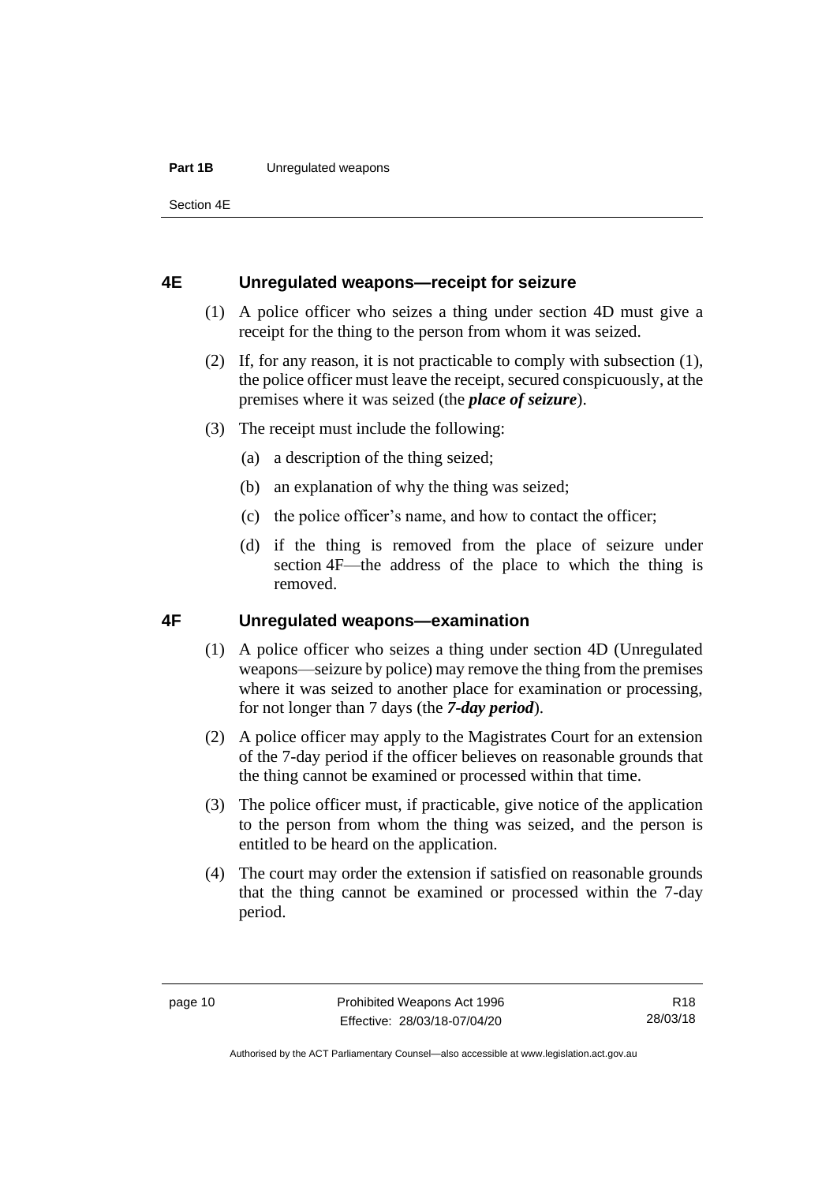### 4E Unregulated weapons—receipt for seizure

(1) A police officer who seizes a thing under section 4D must give a receipt for the thing to the person from whom it was seized.

(2) If, for any reason, it is not practicable to comply with subsection (1), the police officer must leave the receipt, secured conspicuously, at the premises where it was seized (the ***place of seizure***).

(3) The receipt must include the following:

(a) a description of the thing seized;

(b) an explanation of why the thing was seized;

(c) the police officer's name, and how to contact the officer;

(d) if the thing is removed from the place of seizure under section 4F—the address of the place to which the thing is removed.

### 4F Unregulated weapons—examination

(1) A police officer who seizes a thing under section 4D (Unregulated weapons—seizure by police) may remove the thing from the premises where it was seized to another place for examination or processing, for not longer than 7 days (the ***7-day period***).

(2) A police officer may apply to the Magistrates Court for an extension of the 7-day period if the officer believes on reasonable grounds that the thing cannot be examined or processed within that time.

(3) The police officer must, if practicable, give notice of the application to the person from whom the thing was seized, and the person is entitled to be heard on the application.

(4) The court may order the extension if satisfied on reasonable grounds that the thing cannot be examined or processed within the 7-day period.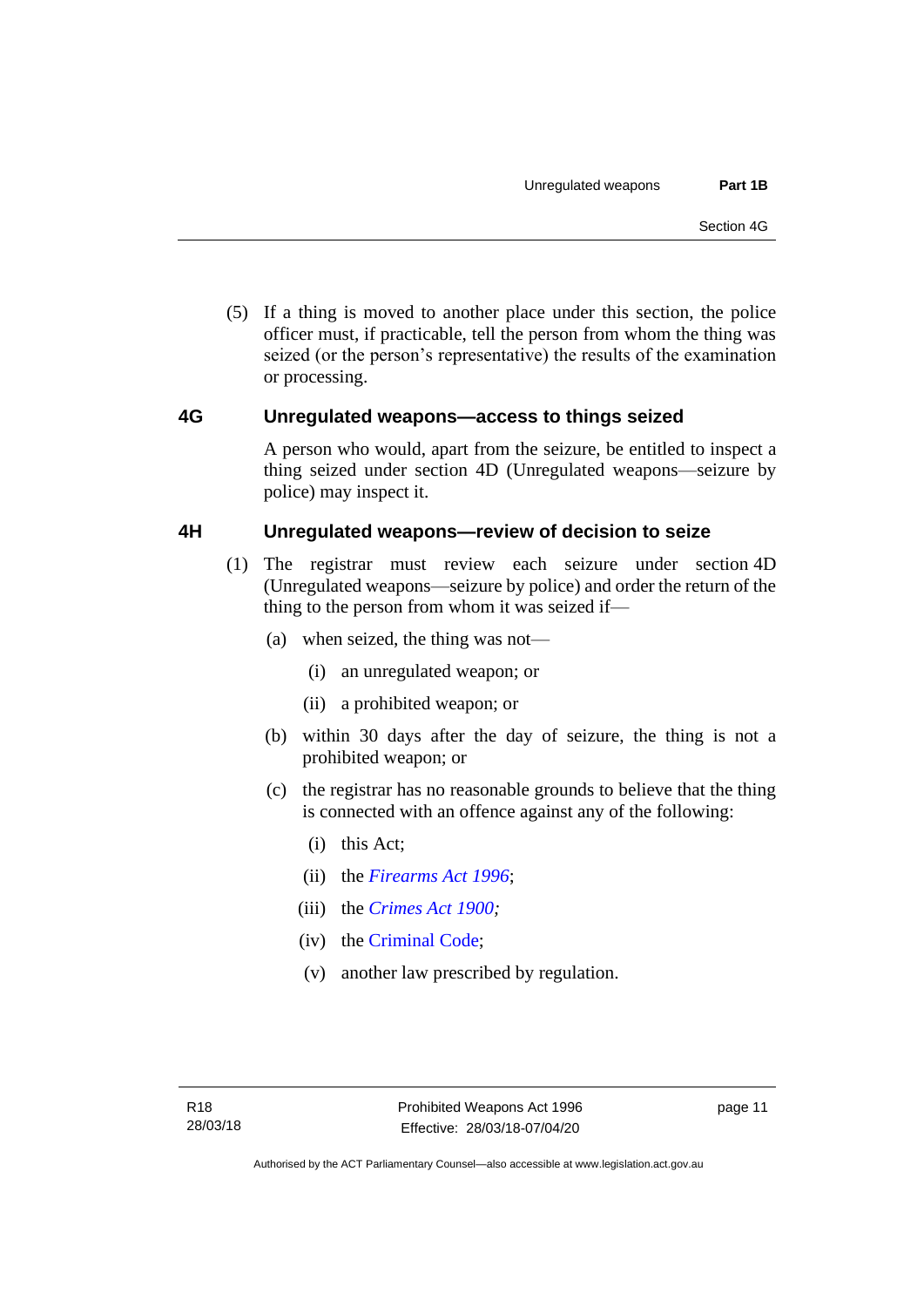(5) If a thing is moved to another place under this section, the police officer must, if practicable, tell the person from whom the thing was seized (or the person's representative) the results of the examination or processing.

### 4G Unregulated weapons—access to things seized

A person who would, apart from the seizure, be entitled to inspect a thing seized under section 4D (Unregulated weapons—seizure by police) may inspect it.

### 4H Unregulated weapons—review of decision to seize

(1) The registrar must review each seizure under section 4D (Unregulated weapons—seizure by police) and order the return of the thing to the person from whom it was seized if—

(a) when seized, the thing was not—

(i) an unregulated weapon; or

(ii) a prohibited weapon; or

(b) within 30 days after the day of seizure, the thing is not a prohibited weapon; or

(c) the registrar has no reasonable grounds to believe that the thing is connected with an offence against any of the following:

(i) this Act;

(ii) the *Firearms Act 1996*;

(iii) the *Crimes Act 1900;*

(iv) the Criminal Code;

(v) another law prescribed by regulation.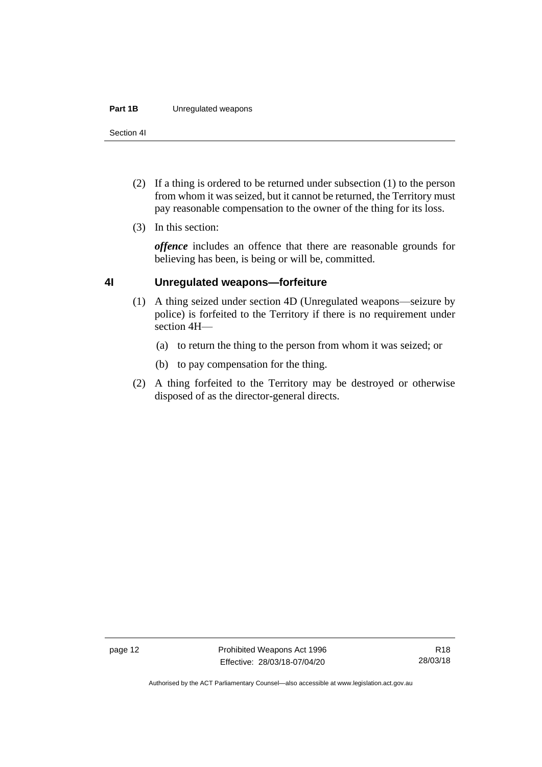(2) If a thing is ordered to be returned under subsection (1) to the person from whom it was seized, but it cannot be returned, the Territory must pay reasonable compensation to the owner of the thing for its loss.

(3) In this section:

***offence*** includes an offence that there are reasonable grounds for believing has been, is being or will be, committed.

### 4I Unregulated weapons—forfeiture

(1) A thing seized under section 4D (Unregulated weapons—seizure by police) is forfeited to the Territory if there is no requirement under section 4H—

(a) to return the thing to the person from whom it was seized; or

(b) to pay compensation for the thing.

(2) A thing forfeited to the Territory may be destroyed or otherwise disposed of as the director-general directs.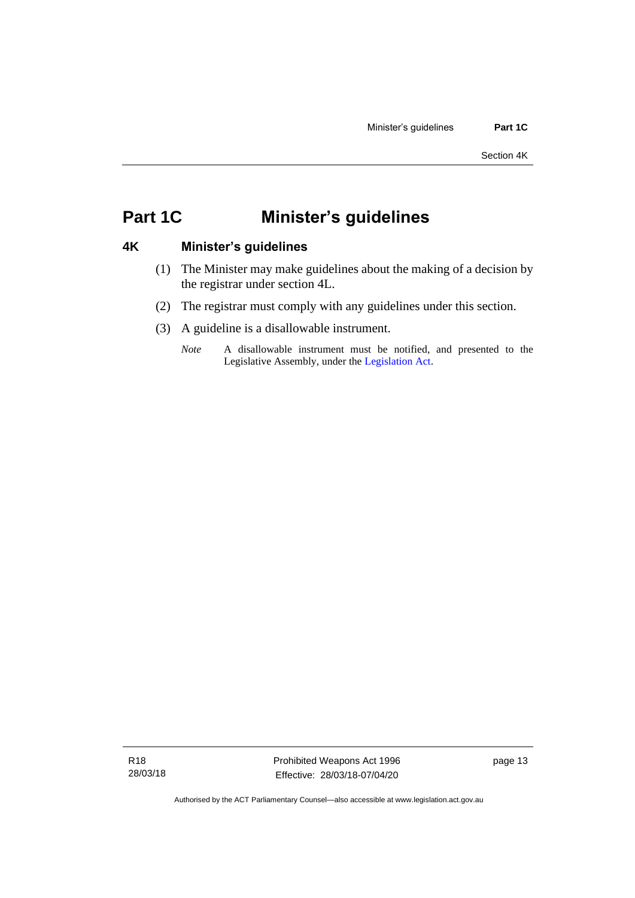# Part 1C Minister's guidelines

## 4K Minister's guidelines

(1) The Minister may make guidelines about the making of a decision by the registrar under section 4L.

(2) The registrar must comply with any guidelines under this section.

(3) A guideline is a disallowable instrument.

*Note* A disallowable instrument must be notified, and presented to the Legislative Assembly, under the Legislation Act.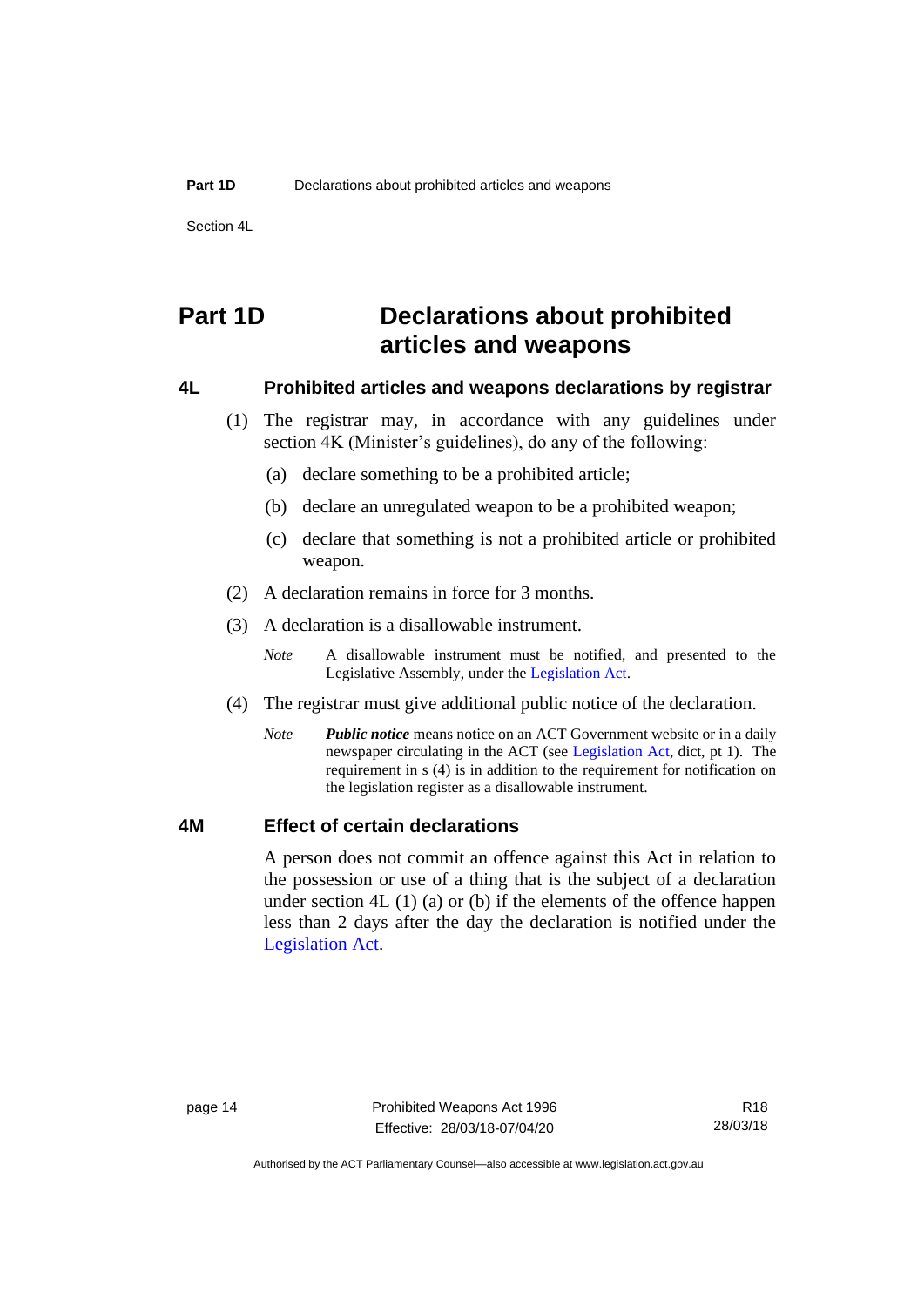# Part 1D Declarations about prohibited articles and weapons

## 4L Prohibited articles and weapons declarations by registrar

(1) The registrar may, in accordance with any guidelines under section 4K (Minister's guidelines), do any of the following:

(a) declare something to be a prohibited article;

(b) declare an unregulated weapon to be a prohibited weapon;

(c) declare that something is not a prohibited article or prohibited weapon.

(2) A declaration remains in force for 3 months.

(3) A declaration is a disallowable instrument.

*Note* A disallowable instrument must be notified, and presented to the Legislative Assembly, under the Legislation Act.

(4) The registrar must give additional public notice of the declaration.

*Note* ***Public notice*** means notice on an ACT Government website or in a daily newspaper circulating in the ACT (see Legislation Act, dict, pt 1). The requirement in s (4) is in addition to the requirement for notification on the legislation register as a disallowable instrument.

## 4M Effect of certain declarations

A person does not commit an offence against this Act in relation to the possession or use of a thing that is the subject of a declaration under section 4L (1) (a) or (b) if the elements of the offence happen less than 2 days after the day the declaration is notified under the Legislation Act.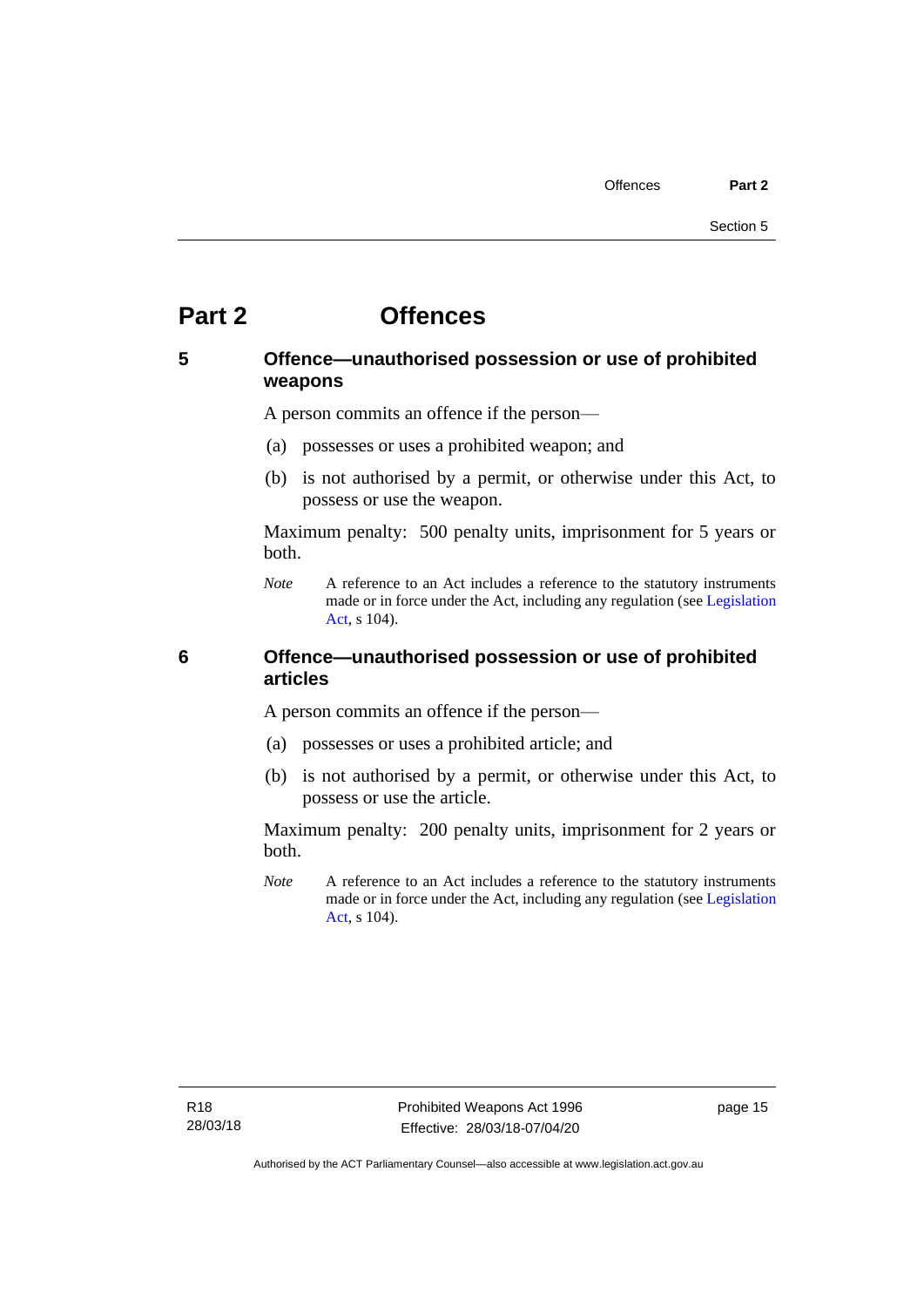# Part 2 Offences

## 5 Offence—unauthorised possession or use of prohibited weapons

A person commits an offence if the person—

(a) possesses or uses a prohibited weapon; and

(b) is not authorised by a permit, or otherwise under this Act, to possess or use the weapon.

Maximum penalty: 500 penalty units, imprisonment for 5 years or both.

*Note* A reference to an Act includes a reference to the statutory instruments made or in force under the Act, including any regulation (see Legislation Act, s 104).

## 6 Offence—unauthorised possession or use of prohibited articles

A person commits an offence if the person—

(a) possesses or uses a prohibited article; and

(b) is not authorised by a permit, or otherwise under this Act, to possess or use the article.

Maximum penalty: 200 penalty units, imprisonment for 2 years or both.

*Note* A reference to an Act includes a reference to the statutory instruments made or in force under the Act, including any regulation (see Legislation Act, s 104).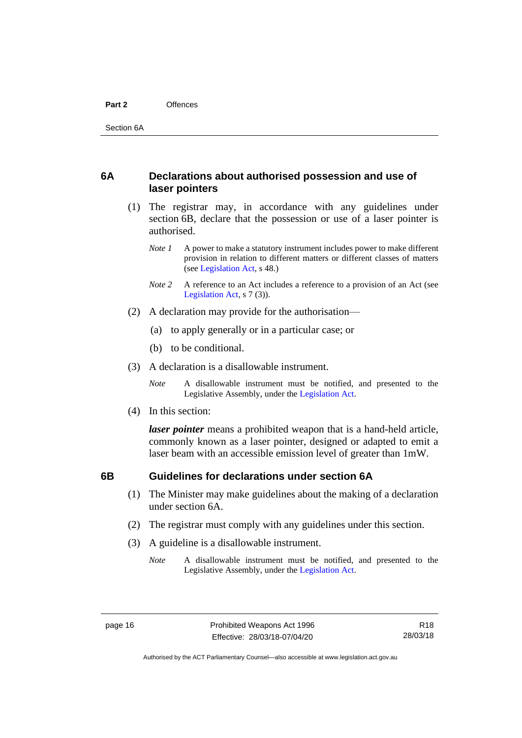## 6A Declarations about authorised possession and use of laser pointers

(1) The registrar may, in accordance with any guidelines under section 6B, declare that the possession or use of a laser pointer is authorised.

*Note 1* A power to make a statutory instrument includes power to make different provision in relation to different matters or different classes of matters (see Legislation Act, s 48.)

*Note 2* A reference to an Act includes a reference to a provision of an Act (see Legislation Act, s 7 (3)).

(2) A declaration may provide for the authorisation—

(a) to apply generally or in a particular case; or

(b) to be conditional.

(3) A declaration is a disallowable instrument.

*Note* A disallowable instrument must be notified, and presented to the Legislative Assembly, under the Legislation Act.

(4) In this section:

***laser pointer*** means a prohibited weapon that is a hand-held article, commonly known as a laser pointer, designed or adapted to emit a laser beam with an accessible emission level of greater than 1mW.

## 6B Guidelines for declarations under section 6A

(1) The Minister may make guidelines about the making of a declaration under section 6A.

(2) The registrar must comply with any guidelines under this section.

(3) A guideline is a disallowable instrument.

*Note* A disallowable instrument must be notified, and presented to the Legislative Assembly, under the Legislation Act.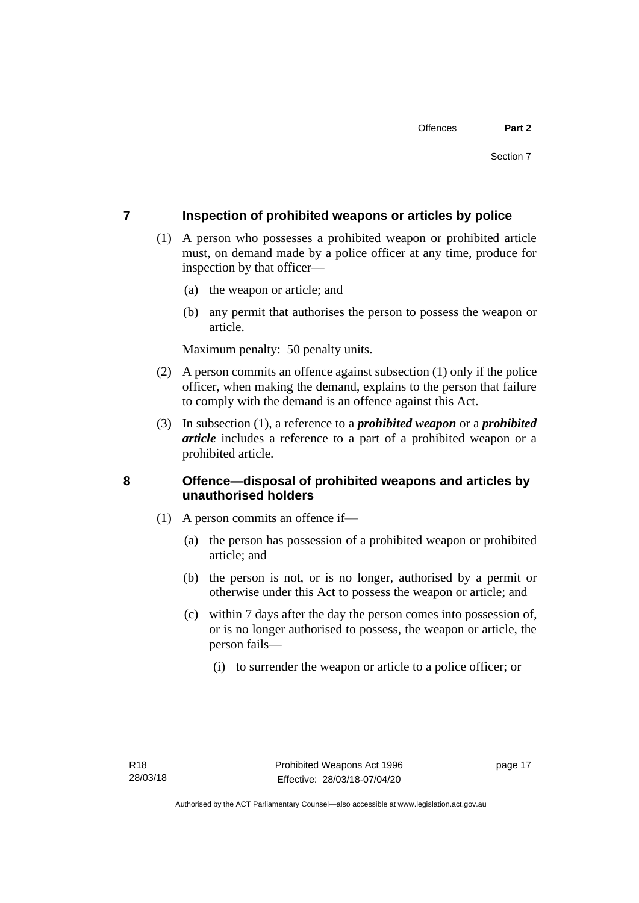## 7 Inspection of prohibited weapons or articles by police

(1) A person who possesses a prohibited weapon or prohibited article must, on demand made by a police officer at any time, produce for inspection by that officer—

(a) the weapon or article; and

(b) any permit that authorises the person to possess the weapon or article.

Maximum penalty: 50 penalty units.

(2) A person commits an offence against subsection (1) only if the police officer, when making the demand, explains to the person that failure to comply with the demand is an offence against this Act.

(3) In subsection (1), a reference to a ***prohibited weapon*** or a ***prohibited article*** includes a reference to a part of a prohibited weapon or a prohibited article.

## 8 Offence—disposal of prohibited weapons and articles by unauthorised holders

(1) A person commits an offence if—

(a) the person has possession of a prohibited weapon or prohibited article; and

(b) the person is not, or is no longer, authorised by a permit or otherwise under this Act to possess the weapon or article; and

(c) within 7 days after the day the person comes into possession of, or is no longer authorised to possess, the weapon or article, the person fails—

(i) to surrender the weapon or article to a police officer; or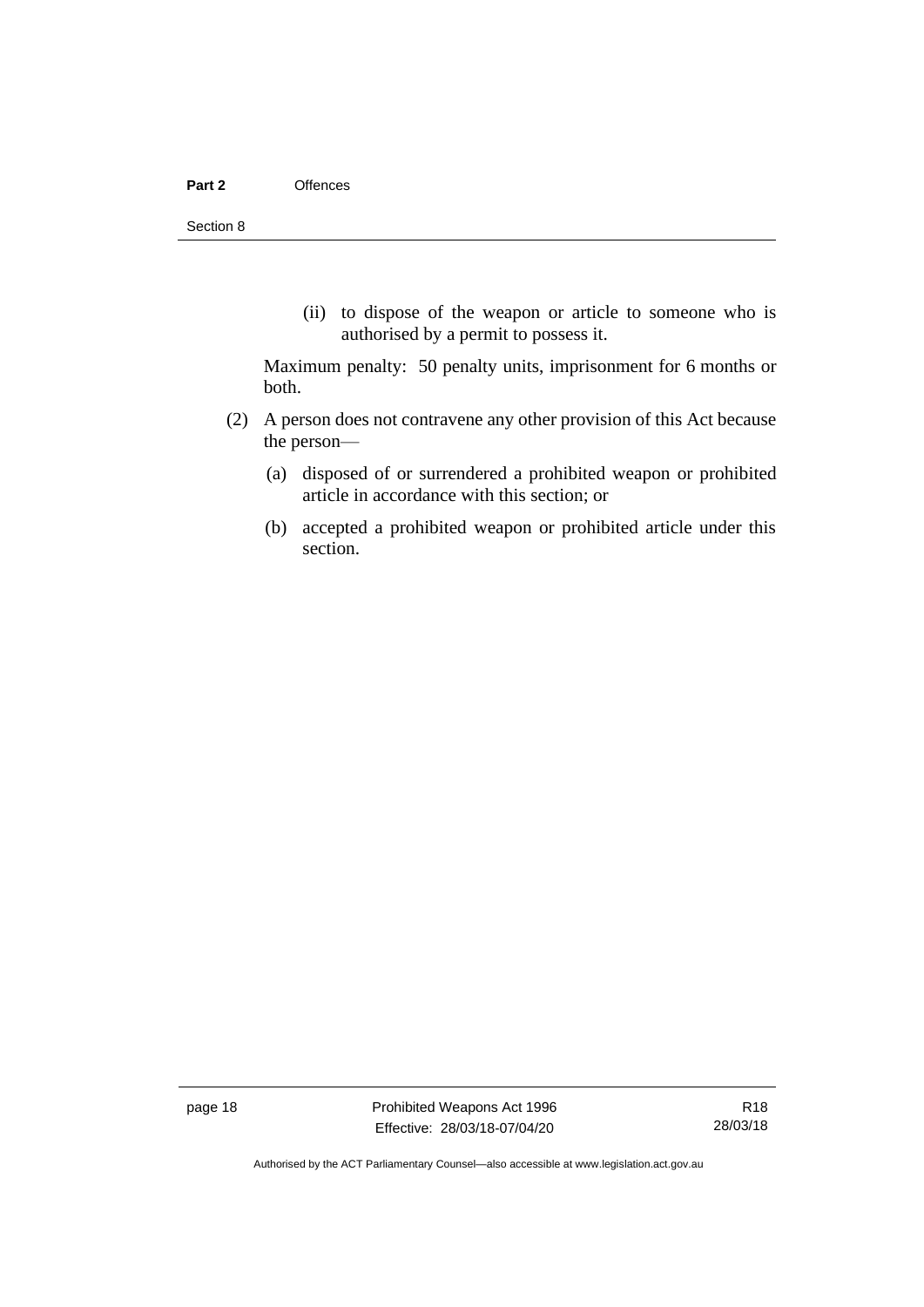(ii) to dispose of the weapon or article to someone who is authorised by a permit to possess it.

Maximum penalty: 50 penalty units, imprisonment for 6 months or both.

(2) A person does not contravene any other provision of this Act because the person—

(a) disposed of or surrendered a prohibited weapon or prohibited article in accordance with this section; or

(b) accepted a prohibited weapon or prohibited article under this section.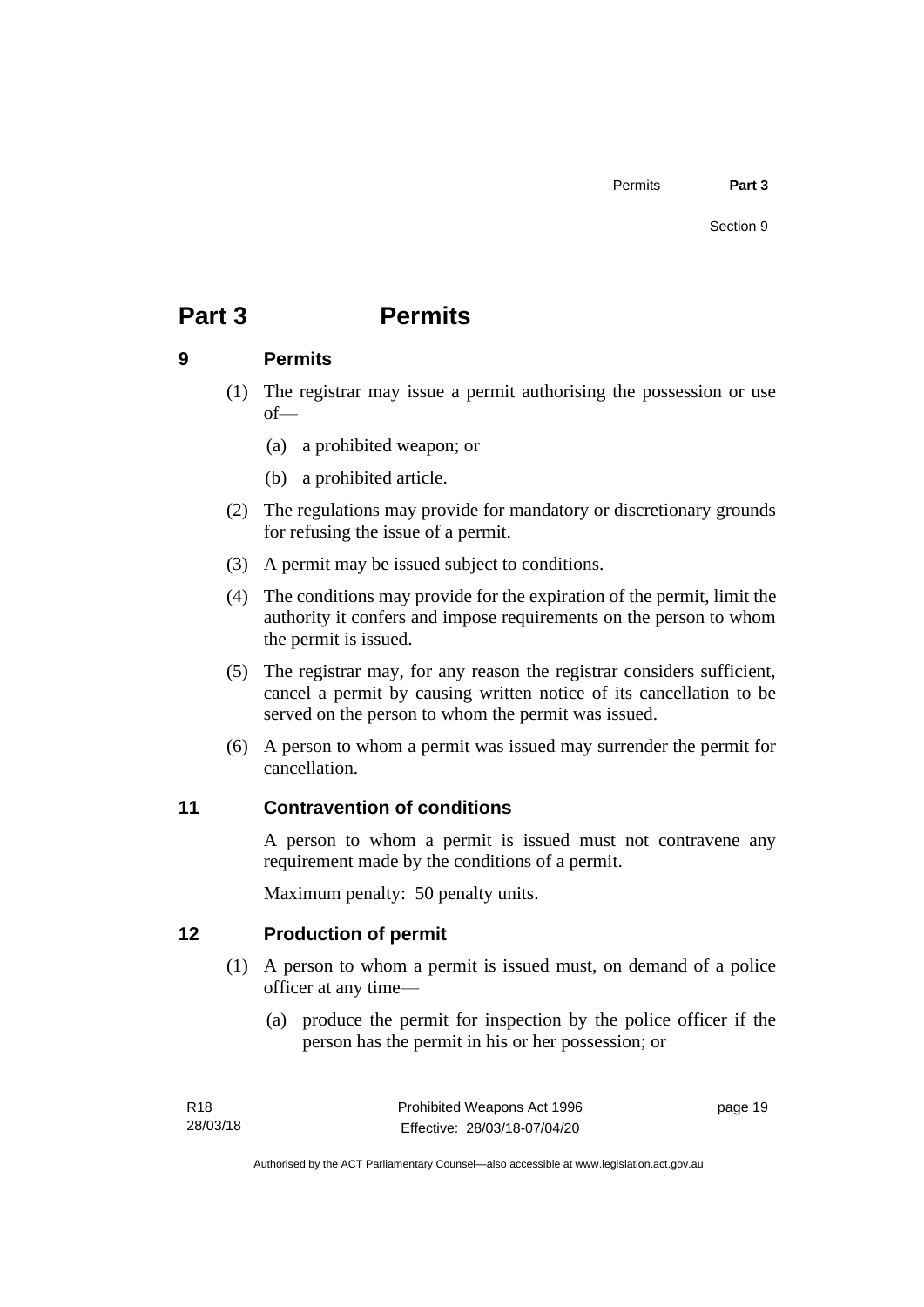# Part 3 Permits

## 9 Permits

(1) The registrar may issue a permit authorising the possession or use of—

(a) a prohibited weapon; or

(b) a prohibited article.

(2) The regulations may provide for mandatory or discretionary grounds for refusing the issue of a permit.

(3) A permit may be issued subject to conditions.

(4) The conditions may provide for the expiration of the permit, limit the authority it confers and impose requirements on the person to whom the permit is issued.

(5) The registrar may, for any reason the registrar considers sufficient, cancel a permit by causing written notice of its cancellation to be served on the person to whom the permit was issued.

(6) A person to whom a permit was issued may surrender the permit for cancellation.

## 11 Contravention of conditions

A person to whom a permit is issued must not contravene any requirement made by the conditions of a permit.

Maximum penalty: 50 penalty units.

## 12 Production of permit

(1) A person to whom a permit is issued must, on demand of a police officer at any time—

(a) produce the permit for inspection by the police officer if the person has the permit in his or her possession; or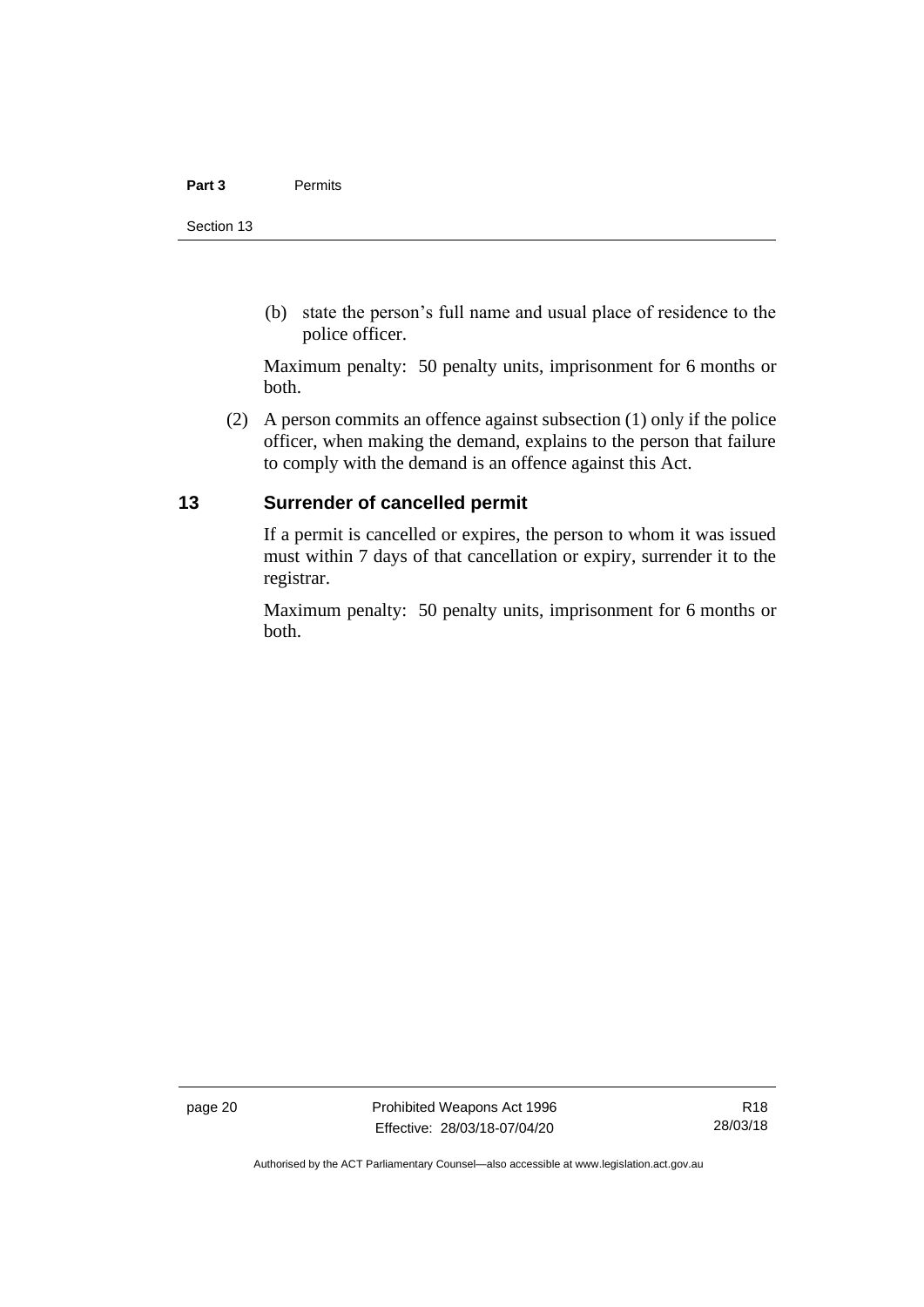(b) state the person's full name and usual place of residence to the police officer.

Maximum penalty: 50 penalty units, imprisonment for 6 months or both.

(2) A person commits an offence against subsection (1) only if the police officer, when making the demand, explains to the person that failure to comply with the demand is an offence against this Act.

## 13 Surrender of cancelled permit

If a permit is cancelled or expires, the person to whom it was issued must within 7 days of that cancellation or expiry, surrender it to the registrar.

Maximum penalty: 50 penalty units, imprisonment for 6 months or both.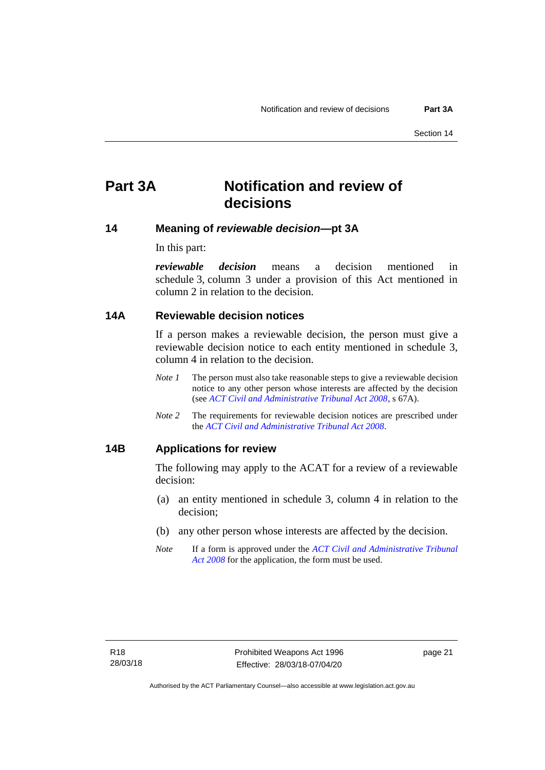# Part 3A Notification and review of decisions

## 14 Meaning of *reviewable decision*—pt 3A

In this part:

***reviewable decision*** means a decision mentioned in schedule 3, column 3 under a provision of this Act mentioned in column 2 in relation to the decision.

## 14A Reviewable decision notices

If a person makes a reviewable decision, the person must give a reviewable decision notice to each entity mentioned in schedule 3, column 4 in relation to the decision.

*Note 1* The person must also take reasonable steps to give a reviewable decision notice to any other person whose interests are affected by the decision (see *ACT Civil and Administrative Tribunal Act 2008*, s 67A).

*Note 2* The requirements for reviewable decision notices are prescribed under the *ACT Civil and Administrative Tribunal Act 2008*.

## 14B Applications for review

The following may apply to the ACAT for a review of a reviewable decision:

(a) an entity mentioned in schedule 3, column 4 in relation to the decision;

(b) any other person whose interests are affected by the decision.

*Note* If a form is approved under the *ACT Civil and Administrative Tribunal Act 2008* for the application, the form must be used.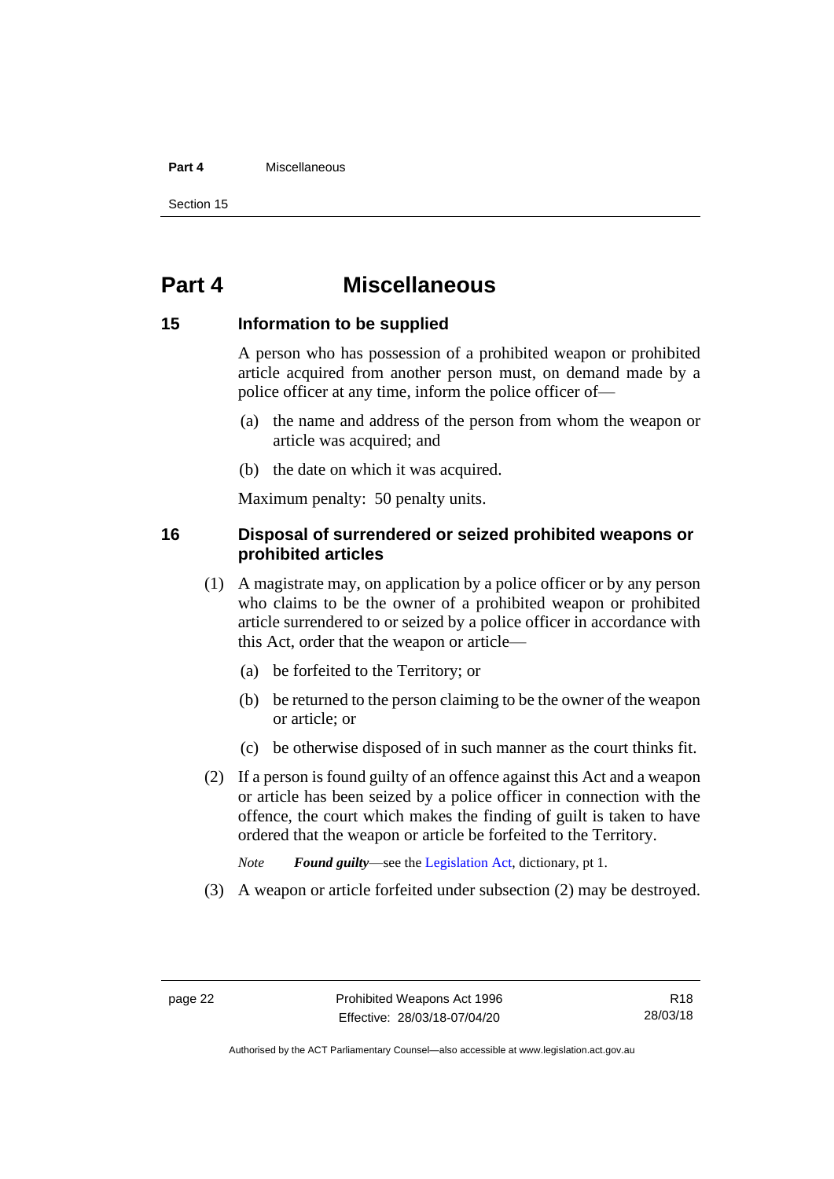# Part 4 Miscellaneous

## 15 Information to be supplied

A person who has possession of a prohibited weapon or prohibited article acquired from another person must, on demand made by a police officer at any time, inform the police officer of—

(a) the name and address of the person from whom the weapon or article was acquired; and

(b) the date on which it was acquired.

Maximum penalty: 50 penalty units.

## 16 Disposal of surrendered or seized prohibited weapons or prohibited articles

(1) A magistrate may, on application by a police officer or by any person who claims to be the owner of a prohibited weapon or prohibited article surrendered to or seized by a police officer in accordance with this Act, order that the weapon or article—

(a) be forfeited to the Territory; or

(b) be returned to the person claiming to be the owner of the weapon or article; or

(c) be otherwise disposed of in such manner as the court thinks fit.

(2) If a person is found guilty of an offence against this Act and a weapon or article has been seized by a police officer in connection with the offence, the court which makes the finding of guilt is taken to have ordered that the weapon or article be forfeited to the Territory.

*Note* ***Found guilty***—see the Legislation Act, dictionary, pt 1.

(3) A weapon or article forfeited under subsection (2) may be destroyed.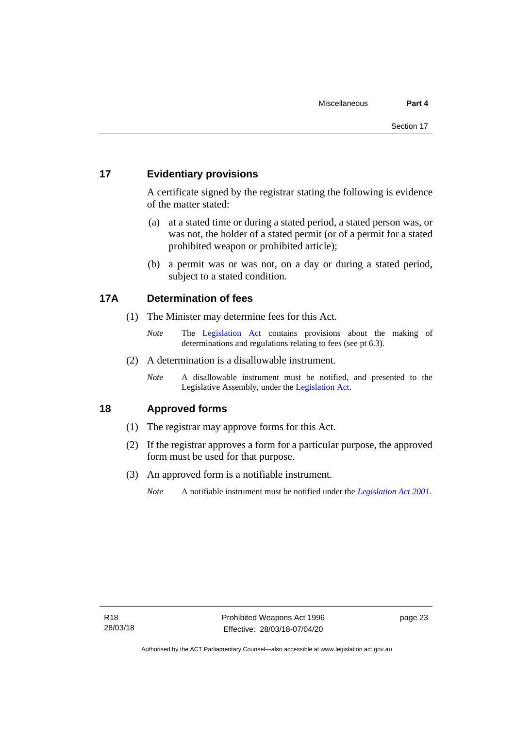## 17 Evidentiary provisions

A certificate signed by the registrar stating the following is evidence of the matter stated:

(a) at a stated time or during a stated period, a stated person was, or was not, the holder of a stated permit (or of a permit for a stated prohibited weapon or prohibited article);

(b) a permit was or was not, on a day or during a stated period, subject to a stated condition.

## 17A Determination of fees

(1) The Minister may determine fees for this Act.

*Note* The Legislation Act contains provisions about the making of determinations and regulations relating to fees (see pt 6.3).

(2) A determination is a disallowable instrument.

*Note* A disallowable instrument must be notified, and presented to the Legislative Assembly, under the Legislation Act.

## 18 Approved forms

(1) The registrar may approve forms for this Act.

(2) If the registrar approves a form for a particular purpose, the approved form must be used for that purpose.

(3) An approved form is a notifiable instrument.

*Note* A notifiable instrument must be notified under the *Legislation Act 2001*.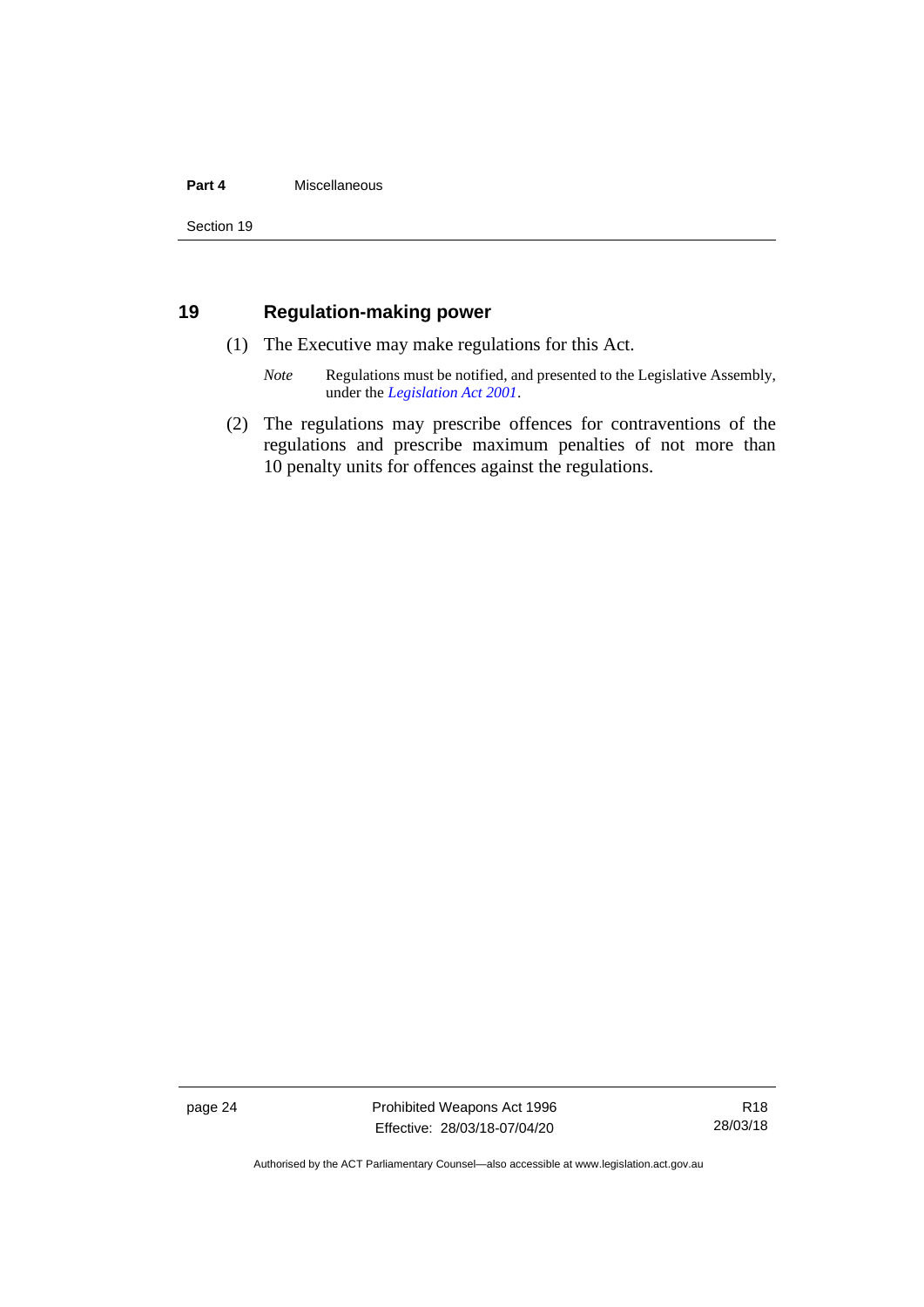## 19 Regulation-making power

(1) The Executive may make regulations for this Act.

*Note* Regulations must be notified, and presented to the Legislative Assembly, under the *Legislation Act 2001*.

(2) The regulations may prescribe offences for contraventions of the regulations and prescribe maximum penalties of not more than 10 penalty units for offences against the regulations.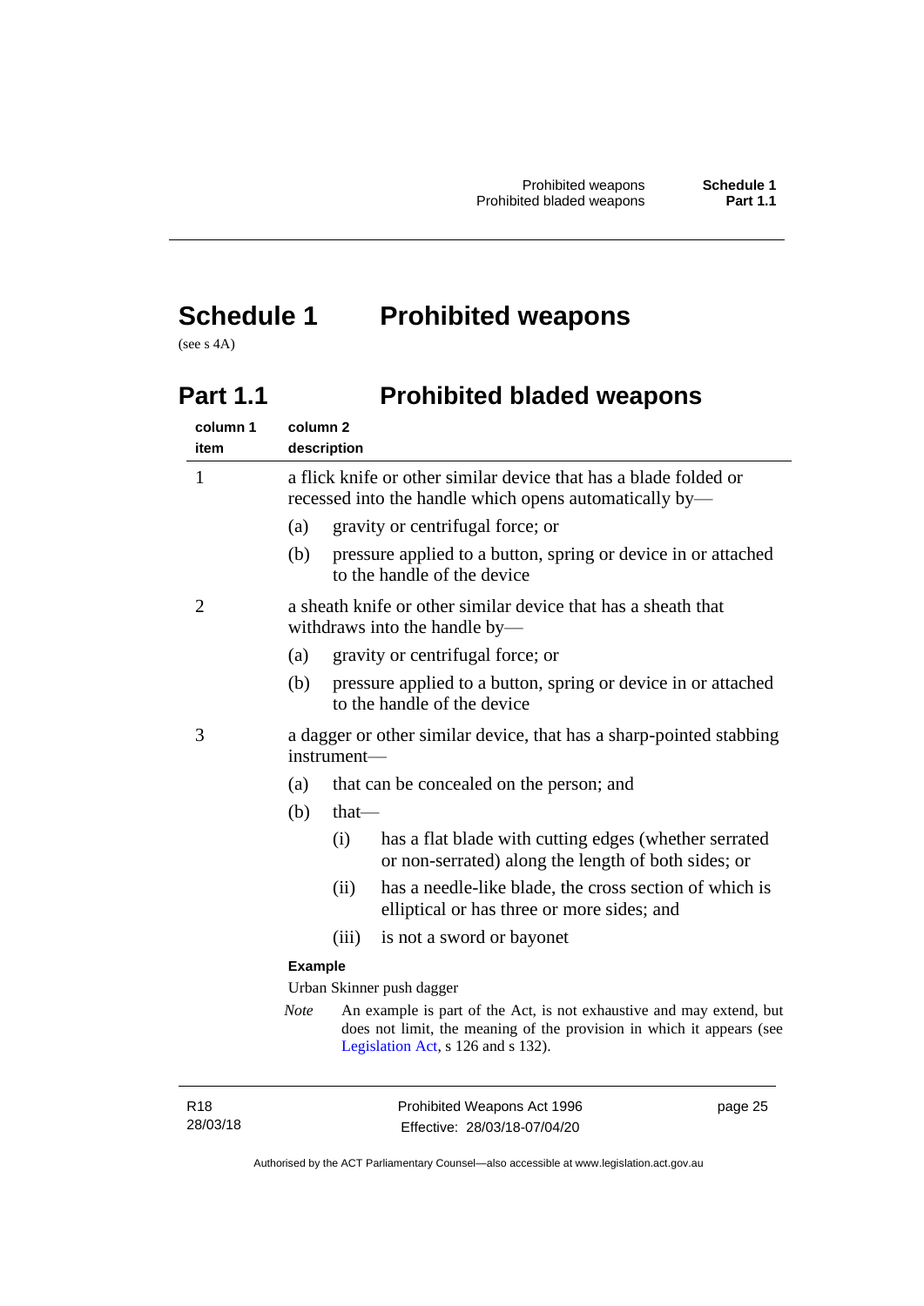# Schedule 1 Prohibited weapons

(see s 4A)

## Part 1.1 Prohibited bladed weapons

| column 1 item | column 2 description |
|---|---|
| 1 | a flick knife or other similar device that has a blade folded or recessed into the handle which opens automatically by—<br>(a) gravity or centrifugal force; or<br>(b) pressure applied to a button, spring or device in or attached to the handle of the device |
| 2 | a sheath knife or other similar device that has a sheath that withdraws into the handle by—<br>(a) gravity or centrifugal force; or<br>(b) pressure applied to a button, spring or device in or attached to the handle of the device |
| 3 | a dagger or other similar device, that has a sharp-pointed stabbing instrument—<br>(a) that can be concealed on the person; and<br>(b) that—<br>(i) has a flat blade with cutting edges (whether serrated or non-serrated) along the length of both sides; or<br>(ii) has a needle-like blade, the cross section of which is elliptical or has three or more sides; and<br>(iii) is not a sword or bayonet<br>**Example**<br>Urban Skinner push dagger<br>*Note* An example is part of the Act, is not exhaustive and may extend, but does not limit, the meaning of the provision in which it appears (see Legislation Act, s 126 and s 132). |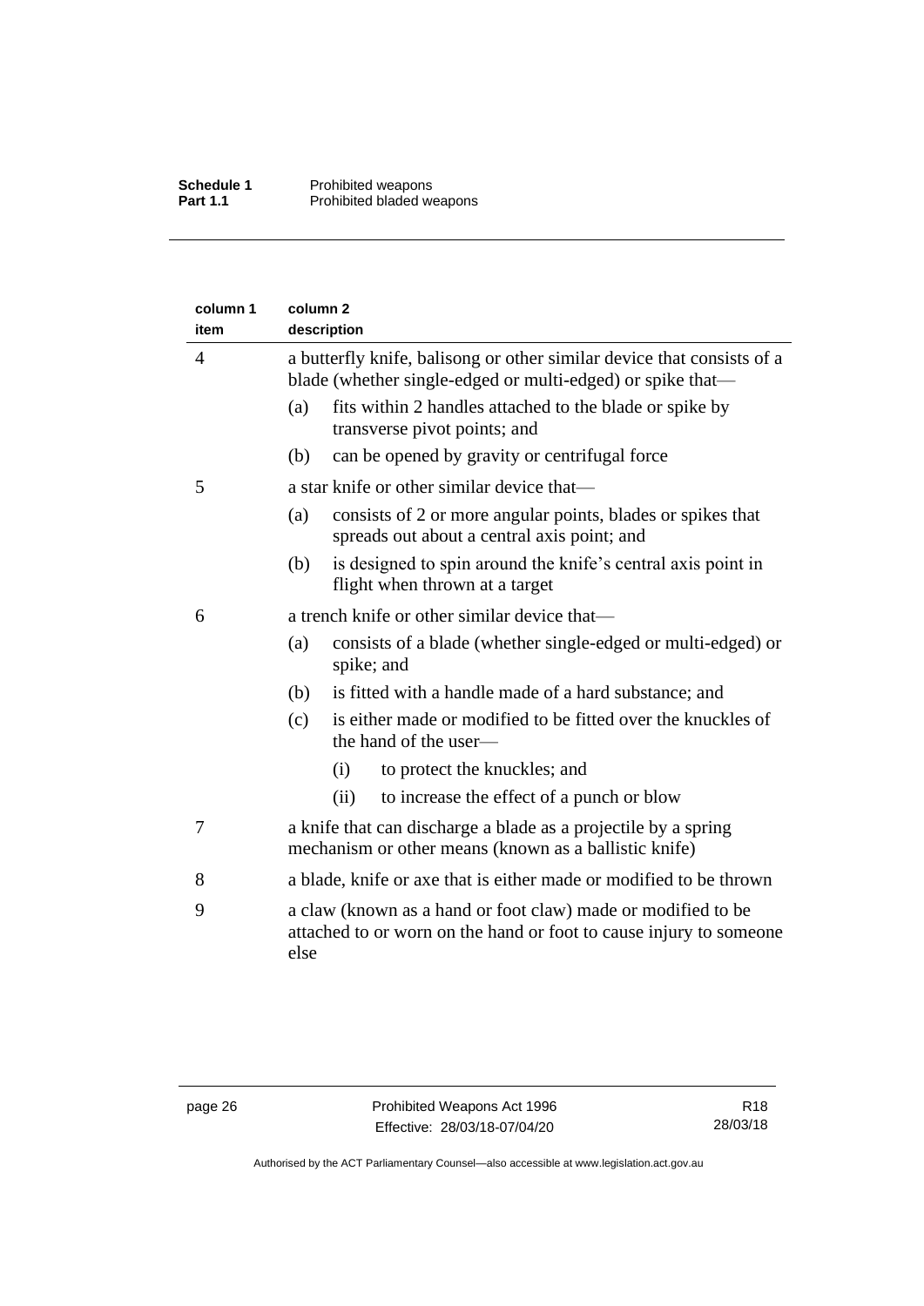| column 1 item | column 2 description |
|---|---|
| 4 | a butterfly knife, balisong or other similar device that consists of a blade (whether single-edged or multi-edged) or spike that—<br>(a) fits within 2 handles attached to the blade or spike by transverse pivot points; and<br>(b) can be opened by gravity or centrifugal force |
| 5 | a star knife or other similar device that—<br>(a) consists of 2 or more angular points, blades or spikes that spreads out about a central axis point; and<br>(b) is designed to spin around the knife's central axis point in flight when thrown at a target |
| 6 | a trench knife or other similar device that—<br>(a) consists of a blade (whether single-edged or multi-edged) or spike; and<br>(b) is fitted with a handle made of a hard substance; and<br>(c) is either made or modified to be fitted over the knuckles of the hand of the user—<br>(i) to protect the knuckles; and<br>(ii) to increase the effect of a punch or blow |
| 7 | a knife that can discharge a blade as a projectile by a spring mechanism or other means (known as a ballistic knife) |
| 8 | a blade, knife or axe that is either made or modified to be thrown |
| 9 | a claw (known as a hand or foot claw) made or modified to be attached to or worn on the hand or foot to cause injury to someone else |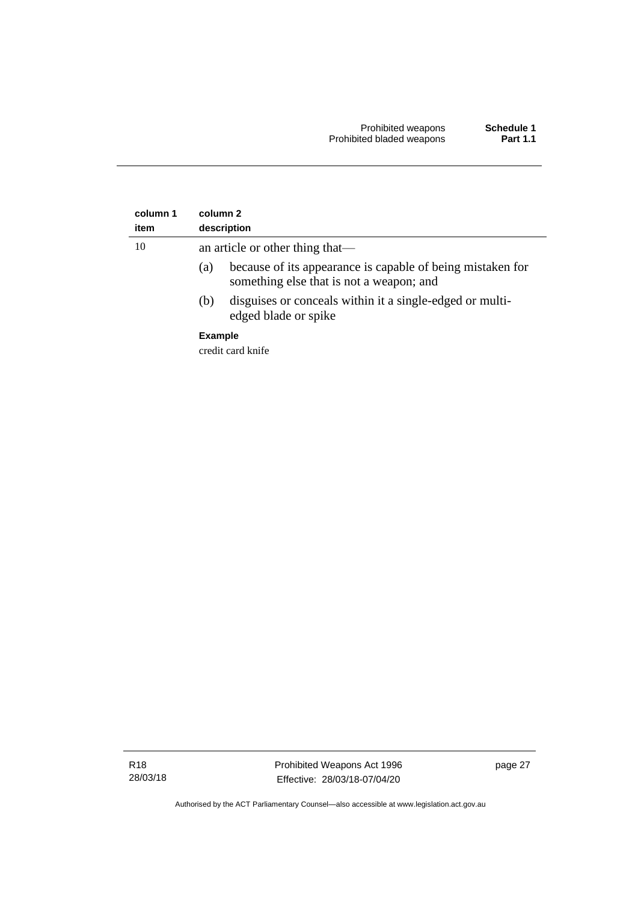| column 1 item | column 2 description |
|---|---|
| 10 | an article or other thing that—<br>(a) because of its appearance is capable of being mistaken for something else that is not a weapon; and<br>(b) disguises or conceals within it a single-edged or multi-edged blade or spike<br>**Example**<br>credit card knife |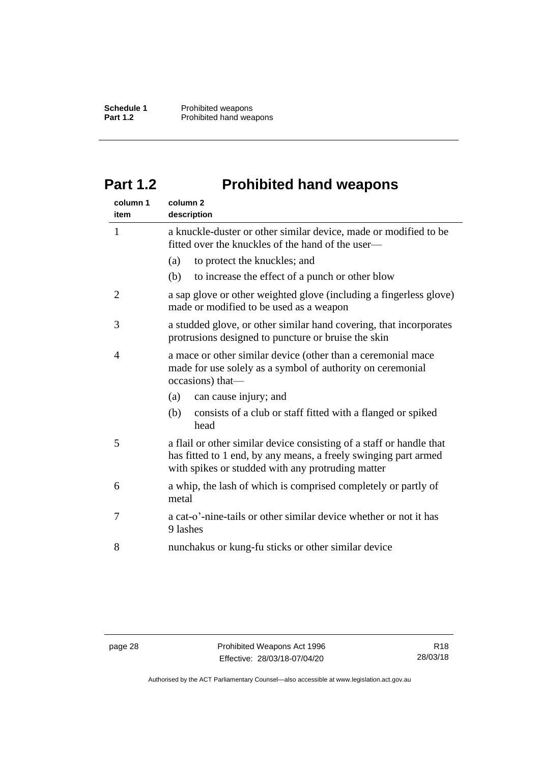## Part 1.2 Prohibited hand weapons

| column 1 item | column 2 description |
|---|---|
| 1 | a knuckle-duster or other similar device, made or modified to be fitted over the knuckles of the hand of the user—<br>(a) to protect the knuckles; and<br>(b) to increase the effect of a punch or other blow |
| 2 | a sap glove or other weighted glove (including a fingerless glove) made or modified to be used as a weapon |
| 3 | a studded glove, or other similar hand covering, that incorporates protrusions designed to puncture or bruise the skin |
| 4 | a mace or other similar device (other than a ceremonial mace made for use solely as a symbol of authority on ceremonial occasions) that—<br>(a) can cause injury; and<br>(b) consists of a club or staff fitted with a flanged or spiked head |
| 5 | a flail or other similar device consisting of a staff or handle that has fitted to 1 end, by any means, a freely swinging part armed with spikes or studded with any protruding matter |
| 6 | a whip, the lash of which is comprised completely or partly of metal |
| 7 | a cat-o'-nine-tails or other similar device whether or not it has 9 lashes |
| 8 | nunchakus or kung-fu sticks or other similar device |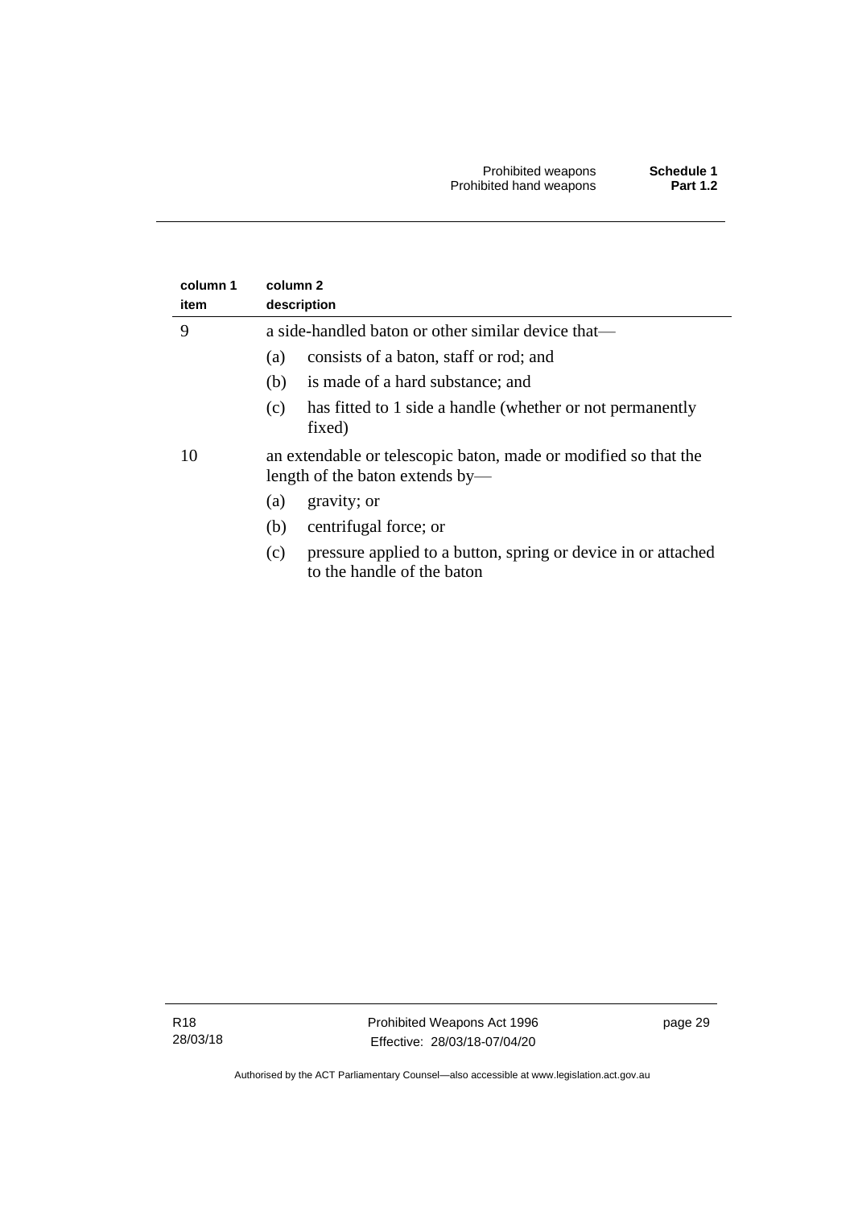| column 1 item | column 2 description |
|---|---|
| 9 | a side-handled baton or other similar device that—<br>(a) consists of a baton, staff or rod; and<br>(b) is made of a hard substance; and<br>(c) has fitted to 1 side a handle (whether or not permanently fixed) |
| 10 | an extendable or telescopic baton, made or modified so that the length of the baton extends by—<br>(a) gravity; or<br>(b) centrifugal force; or<br>(c) pressure applied to a button, spring or device in or attached to the handle of the baton |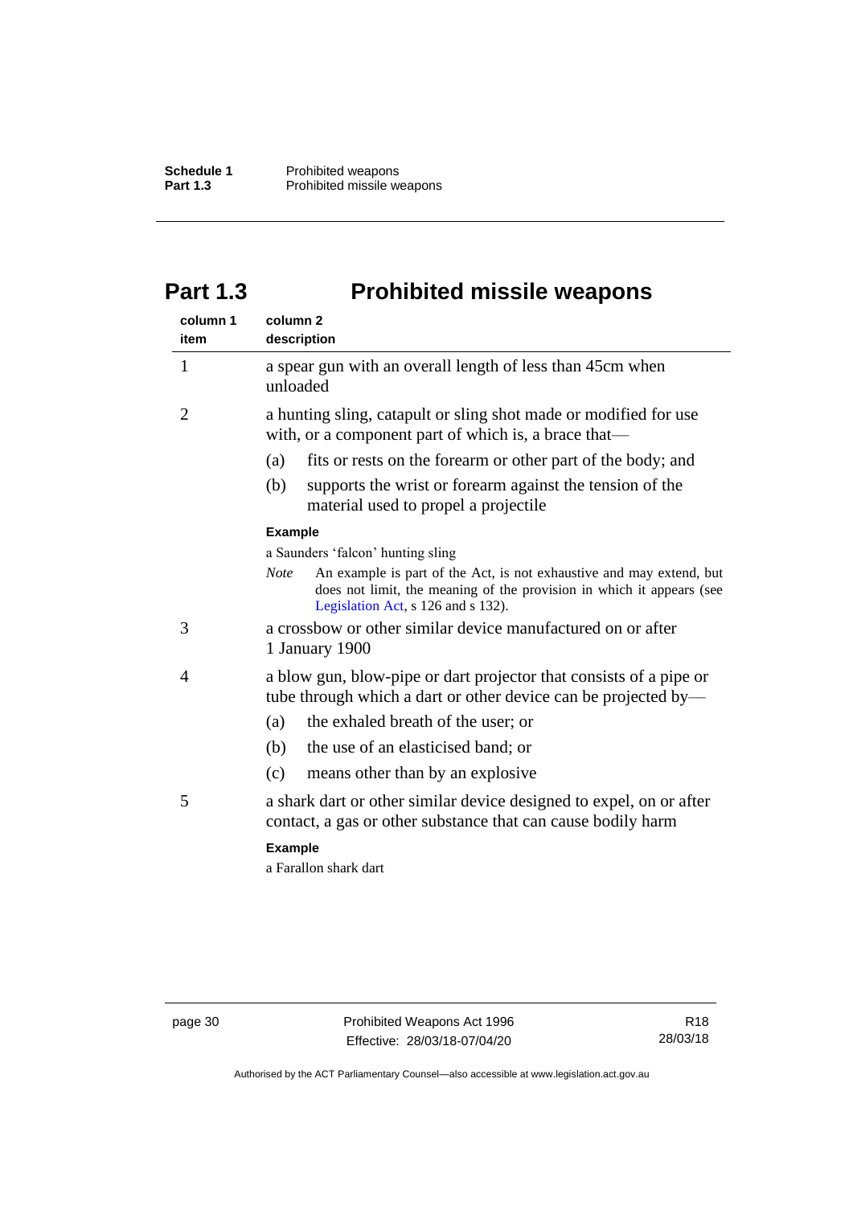# Part 1.3 Prohibited missile weapons

| column 1 item | column 2 description |
|---|---|
| 1 | a spear gun with an overall length of less than 45cm when unloaded |
| 2 | a hunting sling, catapult or sling shot made or modified for use with, or a component part of which is, a brace that—<br>(a) fits or rests on the forearm or other part of the body; and<br>(b) supports the wrist or forearm against the tension of the material used to propel a projectile<br>**Example**<br>a Saunders 'falcon' hunting sling<br>*Note* An example is part of the Act, is not exhaustive and may extend, but does not limit, the meaning of the provision in which it appears (see Legislation Act, s 126 and s 132). |
| 3 | a crossbow or other similar device manufactured on or after 1 January 1900 |
| 4 | a blow gun, blow-pipe or dart projector that consists of a pipe or tube through which a dart or other device can be projected by—<br>(a) the exhaled breath of the user; or<br>(b) the use of an elasticised band; or<br>(c) means other than by an explosive |
| 5 | a shark dart or other similar device designed to expel, on or after contact, a gas or other substance that can cause bodily harm<br>**Example**<br>a Farallon shark dart |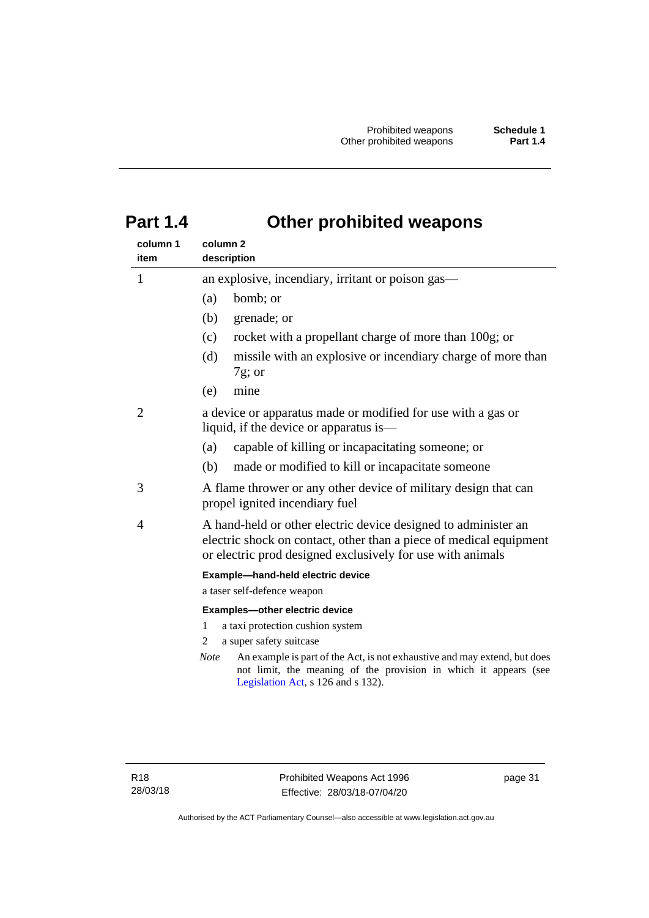# Part 1.4 Other prohibited weapons

| column 1<br>item | column 2<br>description |
|---|---|
| 1 | an explosive, incendiary, irritant or poison gas—<br>(a) bomb; or<br>(b) grenade; or<br>(c) rocket with a propellant charge of more than 100g; or<br>(d) missile with an explosive or incendiary charge of more than 7g; or<br>(e) mine |
| 2 | a device or apparatus made or modified for use with a gas or liquid, if the device or apparatus is—<br>(a) capable of killing or incapacitating someone; or<br>(b) made or modified to kill or incapacitate someone |
| 3 | A flame thrower or any other device of military design that can propel ignited incendiary fuel |
| 4 | A hand-held or other electric device designed to administer an electric shock on contact, other than a piece of medical equipment or electric prod designed exclusively for use with animals<br><br>**Example—hand-held electric device**<br>a taser self-defence weapon<br><br>**Examples—other electric device**<br>1 a taxi protection cushion system<br>2 a super safety suitcase<br><br>*Note* An example is part of the Act, is not exhaustive and may extend, but does not limit, the meaning of the provision in which it appears (see Legislation Act, s 126 and s 132). |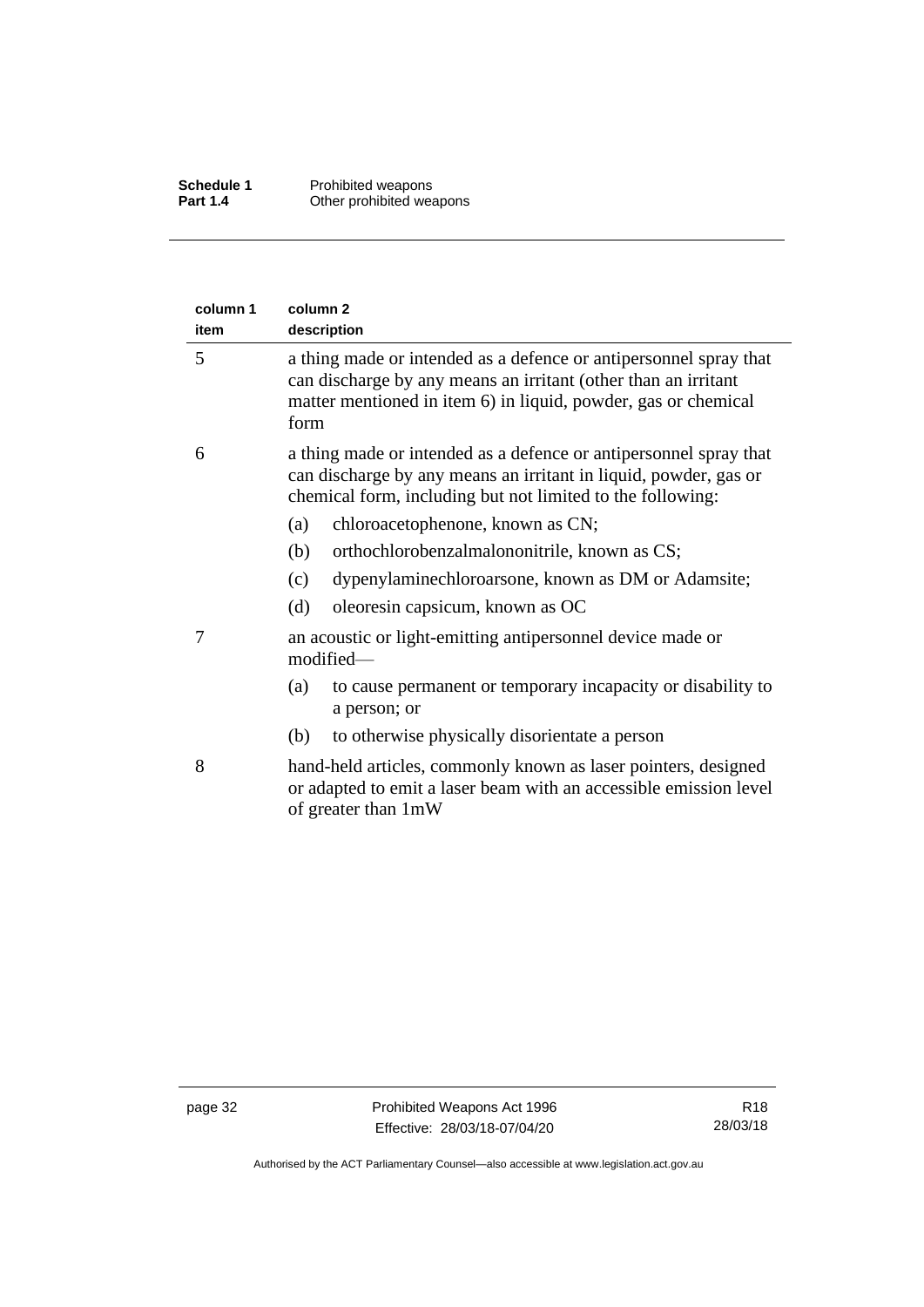| column 1 item | column 2 description |
|---|---|
| 5 | a thing made or intended as a defence or antipersonnel spray that can discharge by any means an irritant (other than an irritant matter mentioned in item 6) in liquid, powder, gas or chemical form |
| 6 | a thing made or intended as a defence or antipersonnel spray that can discharge by any means an irritant in liquid, powder, gas or chemical form, including but not limited to the following:<br>(a) chloroacetophenone, known as CN;<br>(b) orthochlorobenzalmalononitrile, known as CS;<br>(c) dypenylaminechloroarsone, known as DM or Adamsite;<br>(d) oleoresin capsicum, known as OC |
| 7 | an acoustic or light-emitting antipersonnel device made or modified—<br>(a) to cause permanent or temporary incapacity or disability to a person; or<br>(b) to otherwise physically disorientate a person |
| 8 | hand-held articles, commonly known as laser pointers, designed or adapted to emit a laser beam with an accessible emission level of greater than 1mW |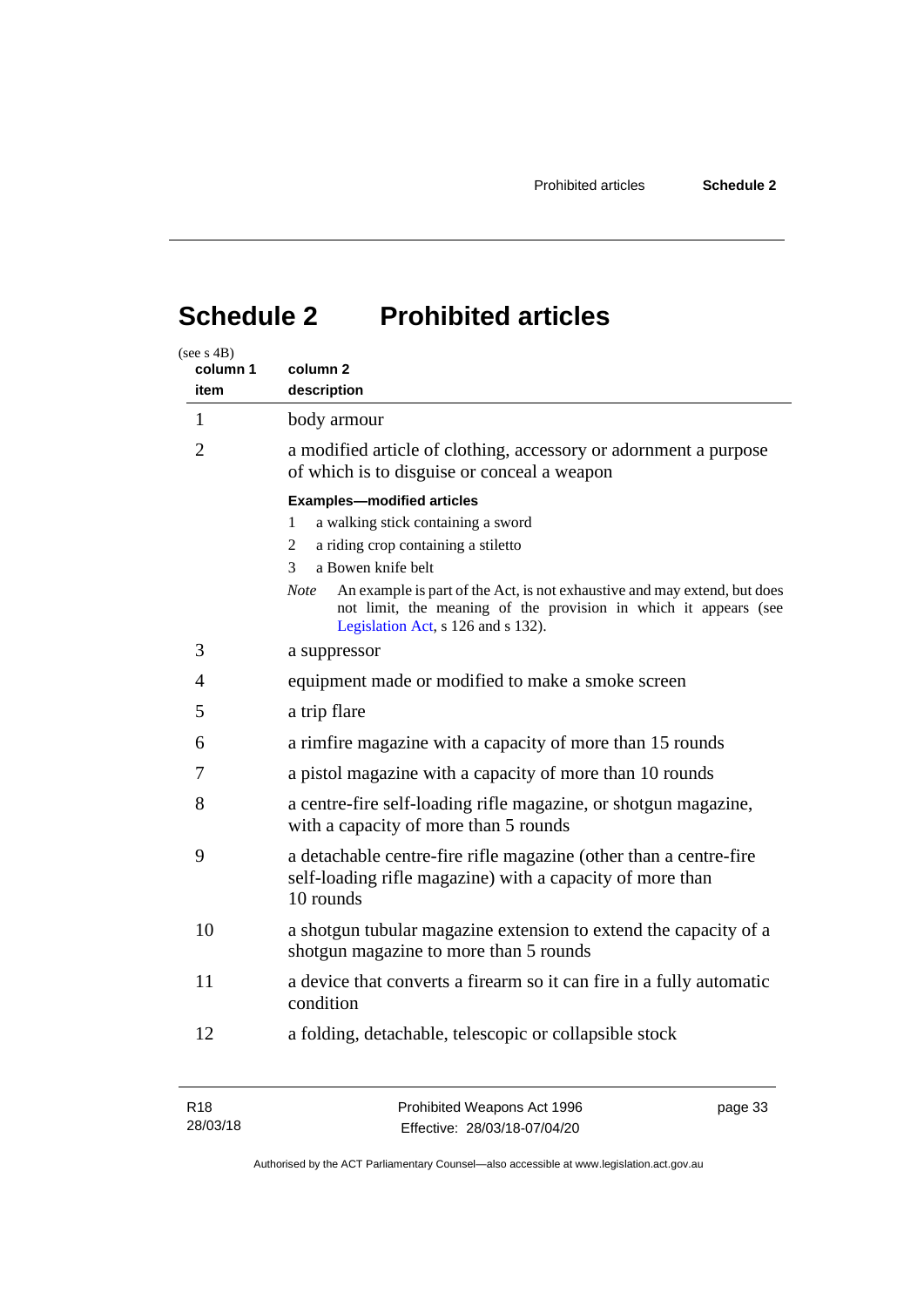# Schedule 2 Prohibited articles

(see s 4B)

| column 1 item | column 2 description |
|---|---|
| 1 | body armour |
| 2 | a modified article of clothing, accessory or adornment a purpose of which is to disguise or conceal a weapon<br><br>**Examples—modified articles**<br>1 a walking stick containing a sword<br>2 a riding crop containing a stiletto<br>3 a Bowen knife belt<br><br>*Note* An example is part of the Act, is not exhaustive and may extend, but does not limit, the meaning of the provision in which it appears (see Legislation Act, s 126 and s 132). |
| 3 | a suppressor |
| 4 | equipment made or modified to make a smoke screen |
| 5 | a trip flare |
| 6 | a rimfire magazine with a capacity of more than 15 rounds |
| 7 | a pistol magazine with a capacity of more than 10 rounds |
| 8 | a centre-fire self-loading rifle magazine, or shotgun magazine, with a capacity of more than 5 rounds |
| 9 | a detachable centre-fire rifle magazine (other than a centre-fire self-loading rifle magazine) with a capacity of more than 10 rounds |
| 10 | a shotgun tubular magazine extension to extend the capacity of a shotgun magazine to more than 5 rounds |
| 11 | a device that converts a firearm so it can fire in a fully automatic condition |
| 12 | a folding, detachable, telescopic or collapsible stock |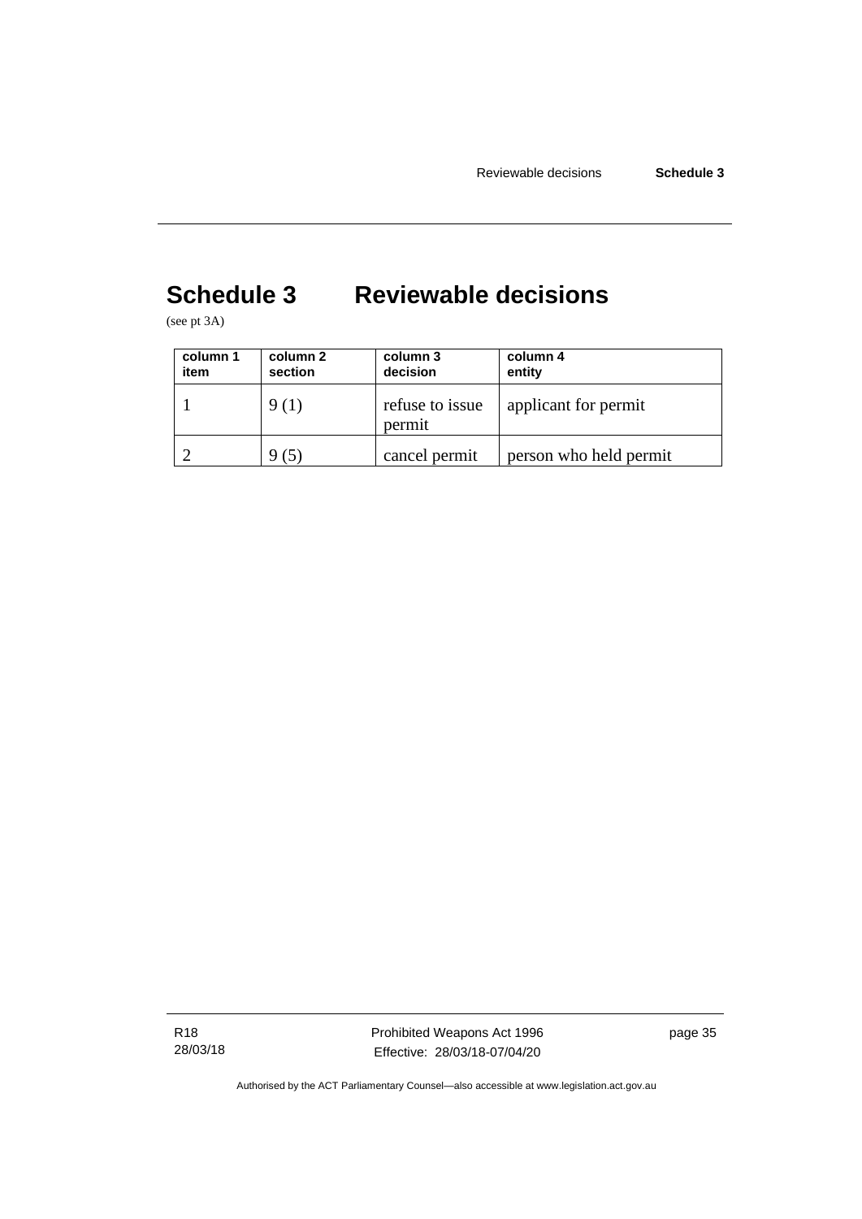# Schedule 3 Reviewable decisions

(see pt 3A)

| column 1 item | column 2 section | column 3 decision | column 4 entity |
|---|---|---|---|
| 1 | 9 (1) | refuse to issue permit | applicant for permit |
| 2 | 9 (5) | cancel permit | person who held permit |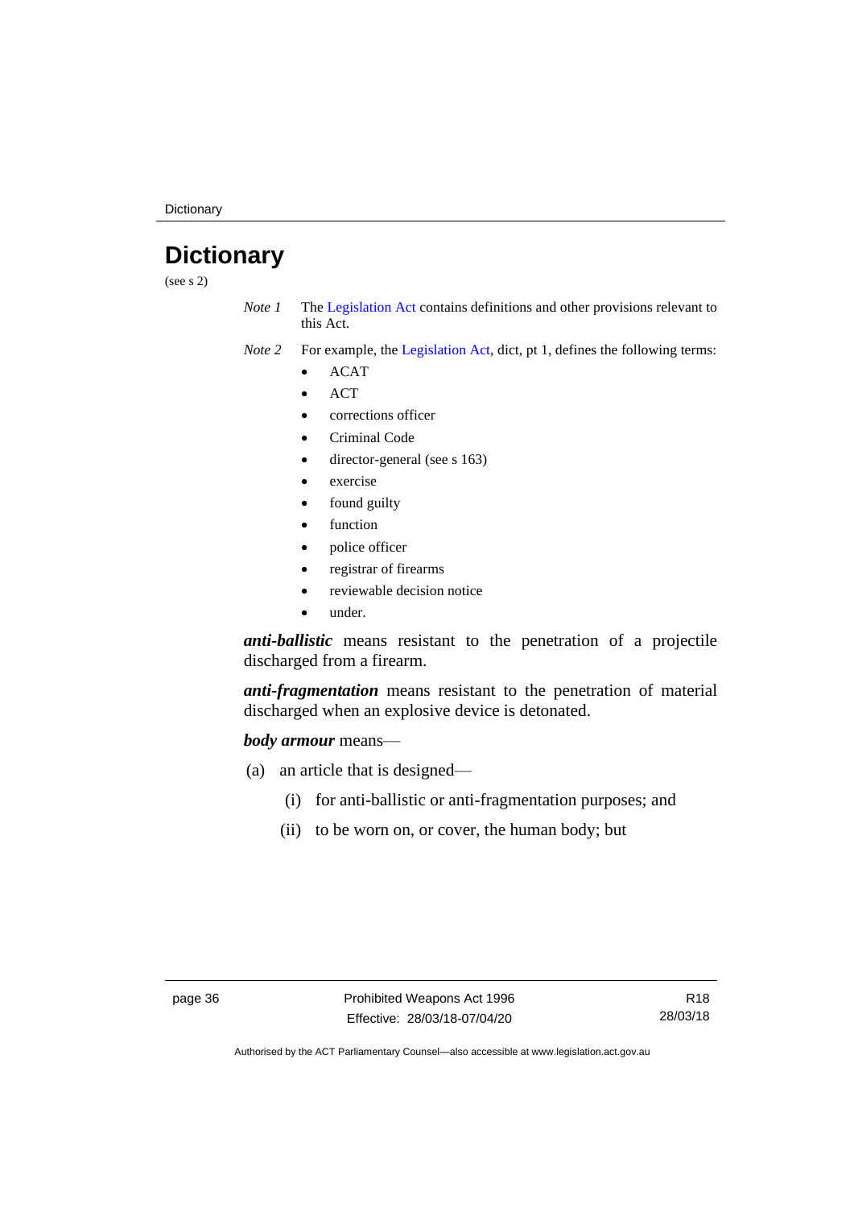# Dictionary

(see s 2)

*Note 1* The Legislation Act contains definitions and other provisions relevant to this Act.

*Note 2* For example, the Legislation Act, dict, pt 1, defines the following terms:

- ACAT
- ACT
- corrections officer
- Criminal Code
- director-general (see s 163)
- exercise
- found guilty
- function
- police officer
- registrar of firearms
- reviewable decision notice
- under.

***anti-ballistic*** means resistant to the penetration of a projectile discharged from a firearm.

***anti-fragmentation*** means resistant to the penetration of material discharged when an explosive device is detonated.

***body armour*** means—

(a) an article that is designed—

(i) for anti-ballistic or anti-fragmentation purposes; and

(ii) to be worn on, or cover, the human body; but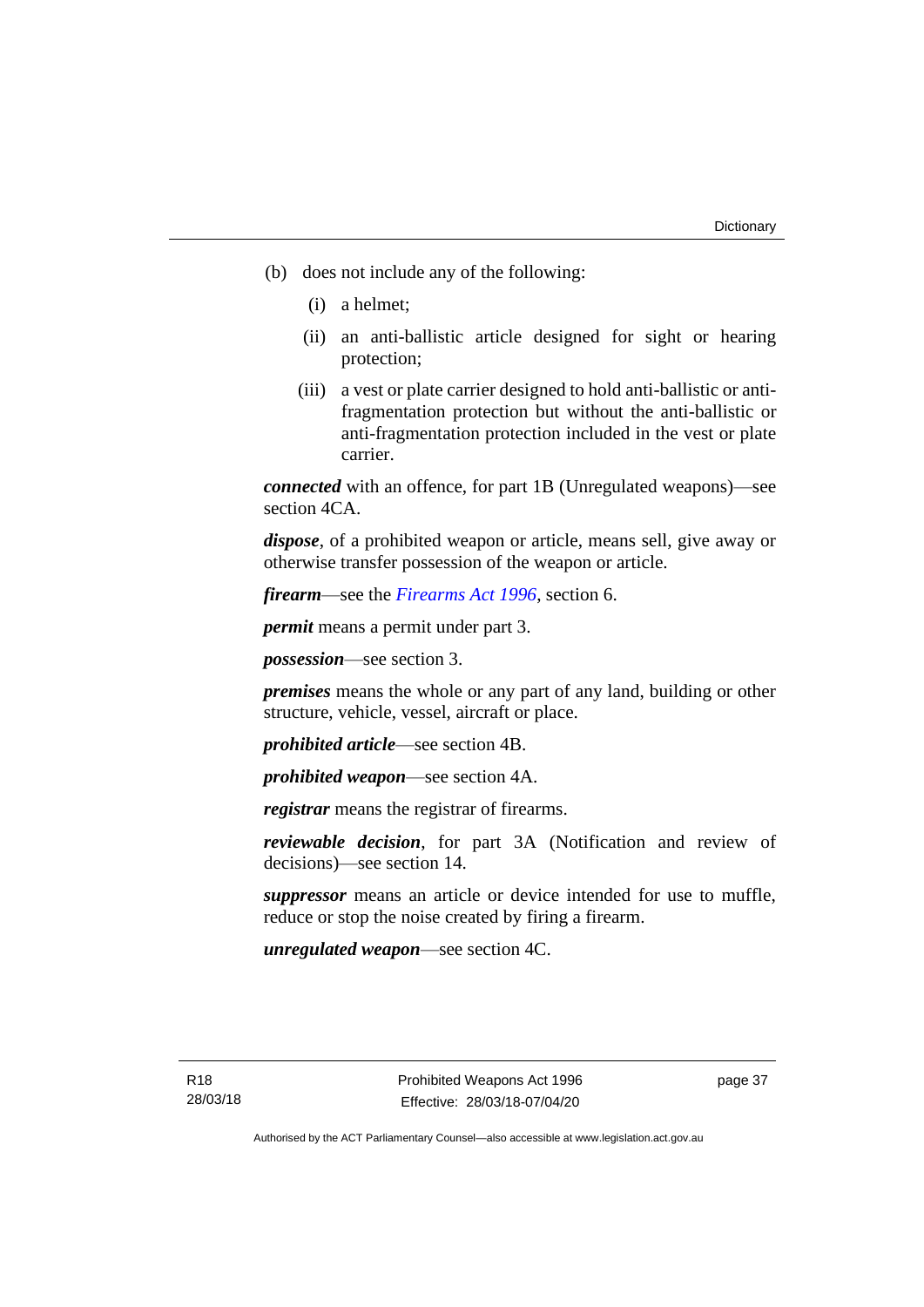(b) does not include any of the following:

   (i) a helmet;

   (ii) an anti-ballistic article designed for sight or hearing protection;

   (iii) a vest or plate carrier designed to hold anti-ballistic or anti-fragmentation protection but without the anti-ballistic or anti-fragmentation protection included in the vest or plate carrier.

***connected*** with an offence, for part 1B (Unregulated weapons)—see section 4CA.

***dispose***, of a prohibited weapon or article, means sell, give away or otherwise transfer possession of the weapon or article.

***firearm***—see the *Firearms Act 1996*, section 6.

***permit*** means a permit under part 3.

***possession***—see section 3.

***premises*** means the whole or any part of any land, building or other structure, vehicle, vessel, aircraft or place.

***prohibited article***—see section 4B.

***prohibited weapon***—see section 4A.

***registrar*** means the registrar of firearms.

***reviewable decision***, for part 3A (Notification and review of decisions)—see section 14.

***suppressor*** means an article or device intended for use to muffle, reduce or stop the noise created by firing a firearm.

***unregulated weapon***—see section 4C.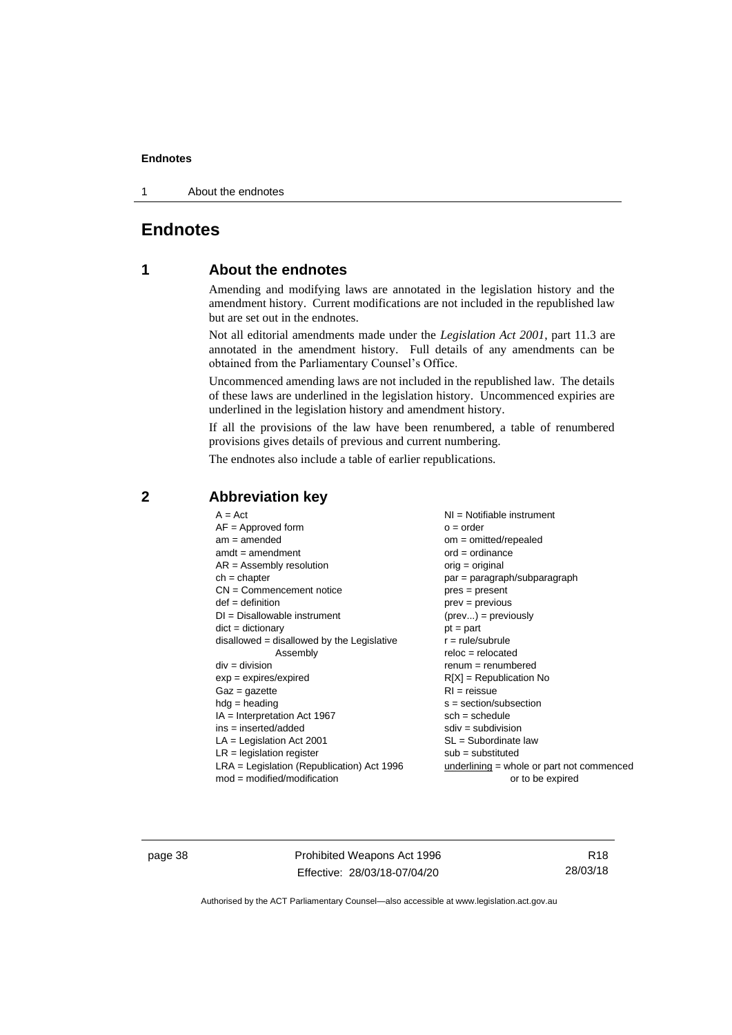# Endnotes

## 1 About the endnotes

Amending and modifying laws are annotated in the legislation history and the amendment history. Current modifications are not included in the republished law but are set out in the endnotes.

Not all editorial amendments made under the *Legislation Act 2001*, part 11.3 are annotated in the amendment history. Full details of any amendments can be obtained from the Parliamentary Counsel's Office.

Uncommenced amending laws are not included in the republished law. The details of these laws are underlined in the legislation history. Uncommenced expiries are underlined in the legislation history and amendment history.

If all the provisions of the law have been renumbered, a table of renumbered provisions gives details of previous and current numbering.

The endnotes also include a table of earlier republications.

## 2 Abbreviation key

A = Act
AF = Approved form
am = amended
amdt = amendment
AR = Assembly resolution
ch = chapter
CN = Commencement notice
def = definition
DI = Disallowable instrument
dict = dictionary
disallowed = disallowed by the Legislative Assembly
div = division
exp = expires/expired
Gaz = gazette
hdg = heading
IA = Interpretation Act 1967
ins = inserted/added
LA = Legislation Act 2001
LR = legislation register
LRA = Legislation (Republication) Act 1996
mod = modified/modification
NI = Notifiable instrument
o = order
om = omitted/repealed
ord = ordinance
orig = original
par = paragraph/subparagraph
pres = present
prev = previous
(prev...) = previously
pt = part
r = rule/subrule
reloc = relocated
renum = renumbered
R[X] = Republication No
RI = reissue
s = section/subsection
sch = schedule
sdiv = subdivision
SL = Subordinate law
sub = substituted
underlining = whole or part not commenced or to be expired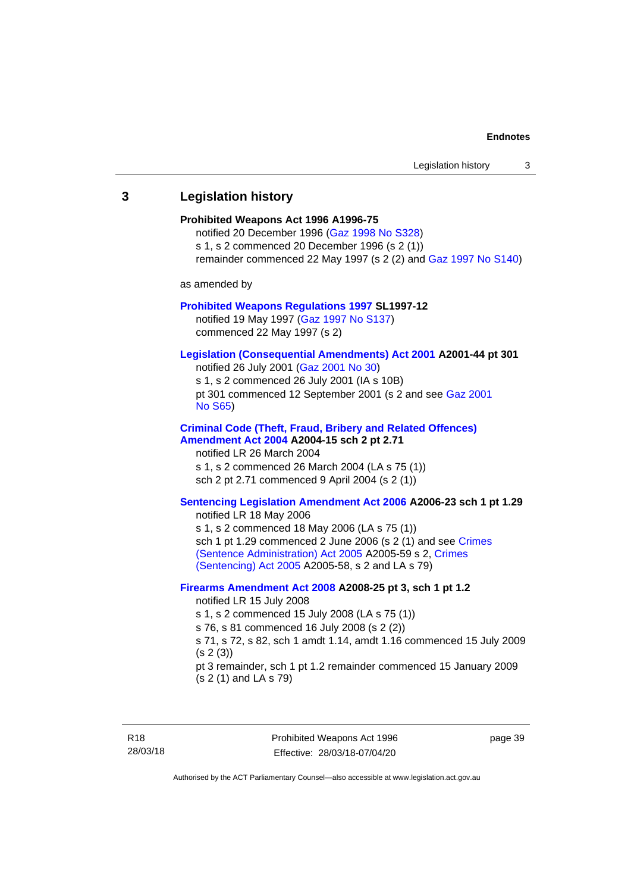## 3 Legislation history

**Prohibited Weapons Act 1996 A1996-75**

notified 20 December 1996 (Gaz 1998 No S328)

s 1, s 2 commenced 20 December 1996 (s 2 (1))

remainder commenced 22 May 1997 (s 2 (2) and Gaz 1997 No S140)

as amended by

**Prohibited Weapons Regulations 1997 SL1997-12**

notified 19 May 1997 (Gaz 1997 No S137)

commenced 22 May 1997 (s 2)

**Legislation (Consequential Amendments) Act 2001 A2001-44 pt 301**

notified 26 July 2001 (Gaz 2001 No 30)

s 1, s 2 commenced 26 July 2001 (IA s 10B)

pt 301 commenced 12 September 2001 (s 2 and see Gaz 2001 No S65)

**Criminal Code (Theft, Fraud, Bribery and Related Offences) Amendment Act 2004 A2004-15 sch 2 pt 2.71**

notified LR 26 March 2004

s 1, s 2 commenced 26 March 2004 (LA s 75 (1))

sch 2 pt 2.71 commenced 9 April 2004 (s 2 (1))

**Sentencing Legislation Amendment Act 2006 A2006-23 sch 1 pt 1.29**

notified LR 18 May 2006

s 1, s 2 commenced 18 May 2006 (LA s 75 (1))

sch 1 pt 1.29 commenced 2 June 2006 (s 2 (1) and see Crimes (Sentence Administration) Act 2005 A2005-59 s 2, Crimes (Sentencing) Act 2005 A2005-58, s 2 and LA s 79)

**Firearms Amendment Act 2008 A2008-25 pt 3, sch 1 pt 1.2**

notified LR 15 July 2008

s 1, s 2 commenced 15 July 2008 (LA s 75 (1))

s 76, s 81 commenced 16 July 2008 (s 2 (2))

s 71, s 72, s 82, sch 1 amdt 1.14, amdt 1.16 commenced 15 July 2009 (s 2 (3))

pt 3 remainder, sch 1 pt 1.2 remainder commenced 15 January 2009 (s 2 (1) and LA s 79)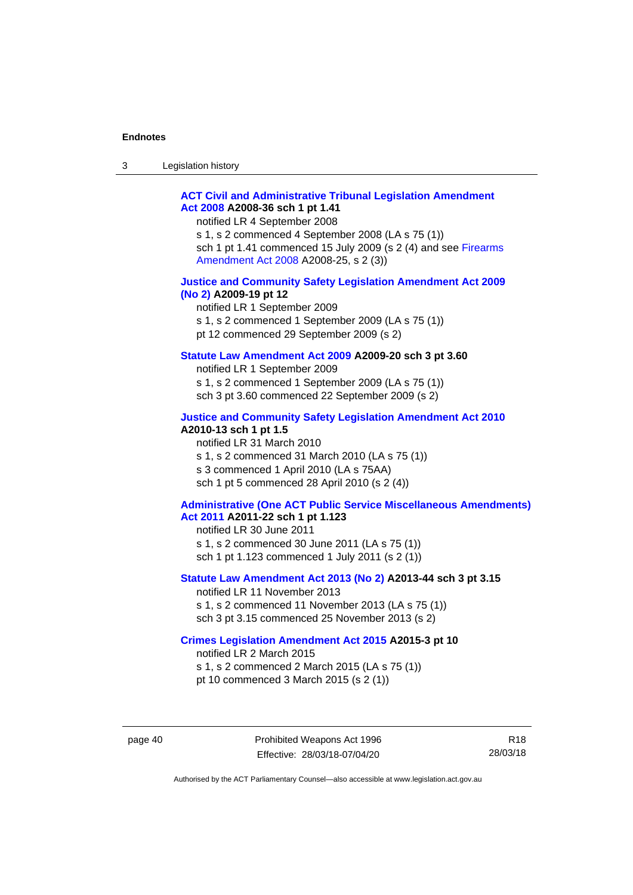**ACT Civil and Administrative Tribunal Legislation Amendment Act 2008 A2008-36 sch 1 pt 1.41**

notified LR 4 September 2008

s 1, s 2 commenced 4 September 2008 (LA s 75 (1))

sch 1 pt 1.41 commenced 15 July 2009 (s 2 (4) and see Firearms Amendment Act 2008 A2008-25, s 2 (3))

**Justice and Community Safety Legislation Amendment Act 2009 (No 2) A2009-19 pt 12**

notified LR 1 September 2009

s 1, s 2 commenced 1 September 2009 (LA s 75 (1))

pt 12 commenced 29 September 2009 (s 2)

**Statute Law Amendment Act 2009 A2009-20 sch 3 pt 3.60**

notified LR 1 September 2009

s 1, s 2 commenced 1 September 2009 (LA s 75 (1))

sch 3 pt 3.60 commenced 22 September 2009 (s 2)

**Justice and Community Safety Legislation Amendment Act 2010 A2010-13 sch 1 pt 1.5**

notified LR 31 March 2010

s 1, s 2 commenced 31 March 2010 (LA s 75 (1))

s 3 commenced 1 April 2010 (LA s 75AA)

sch 1 pt 5 commenced 28 April 2010 (s 2 (4))

**Administrative (One ACT Public Service Miscellaneous Amendments) Act 2011 A2011-22 sch 1 pt 1.123**

notified LR 30 June 2011

s 1, s 2 commenced 30 June 2011 (LA s 75 (1))

sch 1 pt 1.123 commenced 1 July 2011 (s 2 (1))

**Statute Law Amendment Act 2013 (No 2) A2013-44 sch 3 pt 3.15**

notified LR 11 November 2013

s 1, s 2 commenced 11 November 2013 (LA s 75 (1))

sch 3 pt 3.15 commenced 25 November 2013 (s 2)

**Crimes Legislation Amendment Act 2015 A2015-3 pt 10**

notified LR 2 March 2015

s 1, s 2 commenced 2 March 2015 (LA s 75 (1))

pt 10 commenced 3 March 2015 (s 2 (1))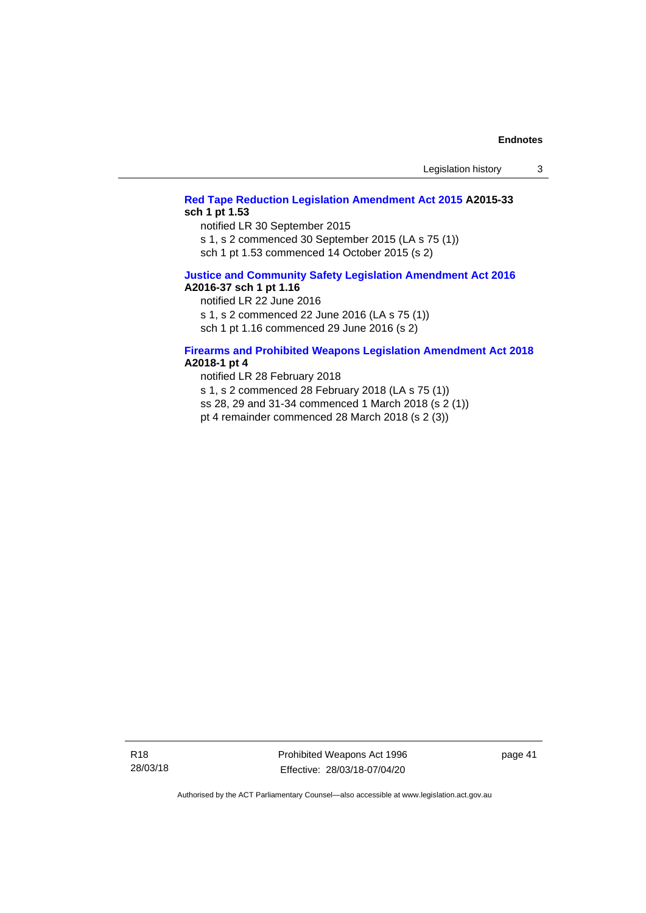**Red Tape Reduction Legislation Amendment Act 2015 A2015-33 sch 1 pt 1.53**

notified LR 30 September 2015

s 1, s 2 commenced 30 September 2015 (LA s 75 (1))

sch 1 pt 1.53 commenced 14 October 2015 (s 2)

**Justice and Community Safety Legislation Amendment Act 2016 A2016-37 sch 1 pt 1.16**

notified LR 22 June 2016

s 1, s 2 commenced 22 June 2016 (LA s 75 (1))

sch 1 pt 1.16 commenced 29 June 2016 (s 2)

**Firearms and Prohibited Weapons Legislation Amendment Act 2018 A2018-1 pt 4**

notified LR 28 February 2018

s 1, s 2 commenced 28 February 2018 (LA s 75 (1))

ss 28, 29 and 31-34 commenced 1 March 2018 (s 2 (1))

pt 4 remainder commenced 28 March 2018 (s 2 (3))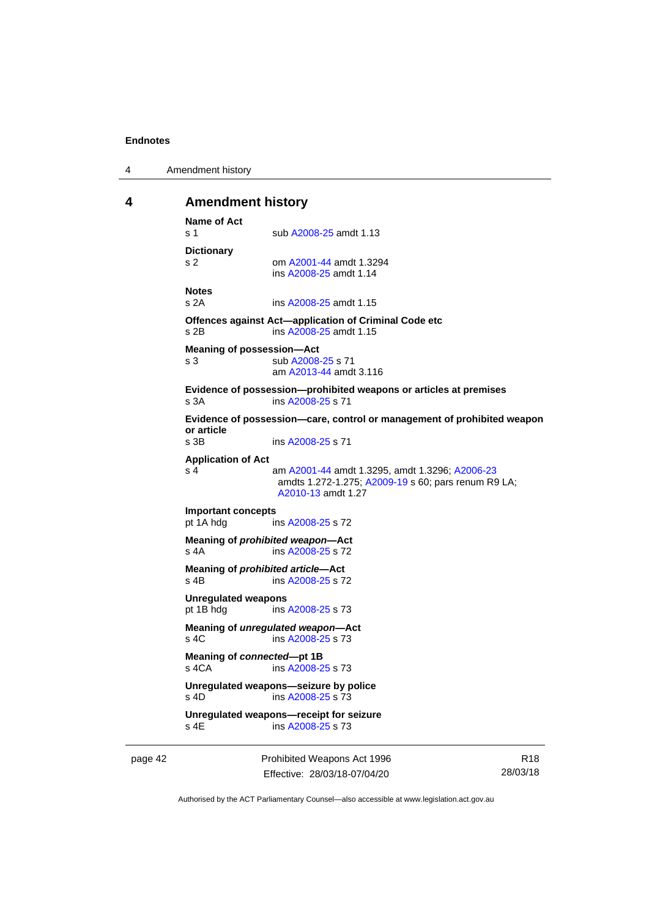## 4 Amendment history

**Name of Act**
s 1 sub A2008-25 amdt 1.13

**Dictionary**
s 2 om A2001-44 amdt 1.3294
ins A2008-25 amdt 1.14

**Notes**
s 2A ins A2008-25 amdt 1.15

**Offences against Act—application of Criminal Code etc**
s 2B ins A2008-25 amdt 1.15

**Meaning of possession—Act**
s 3 sub A2008-25 s 71
am A2013-44 amdt 3.116

**Evidence of possession—prohibited weapons or articles at premises**
s 3A ins A2008-25 s 71

**Evidence of possession—care, control or management of prohibited weapon or article**
s 3B ins A2008-25 s 71

**Application of Act**
s 4 am A2001-44 amdt 1.3295, amdt 1.3296; A2006-23 amdts 1.272-1.275; A2009-19 s 60; pars renum R9 LA; A2010-13 amdt 1.27

**Important concepts**
pt 1A hdg ins A2008-25 s 72

**Meaning of *prohibited weapon*—Act**
s 4A ins A2008-25 s 72

**Meaning of *prohibited article*—Act**
s 4B ins A2008-25 s 72

**Unregulated weapons**
pt 1B hdg ins A2008-25 s 73

**Meaning of *unregulated weapon*—Act**
s 4C ins A2008-25 s 73

**Meaning of *connected*—pt 1B**
s 4CA ins A2008-25 s 73

**Unregulated weapons—seizure by police**
s 4D ins A2008-25 s 73

**Unregulated weapons—receipt for seizure**
s 4E ins A2008-25 s 73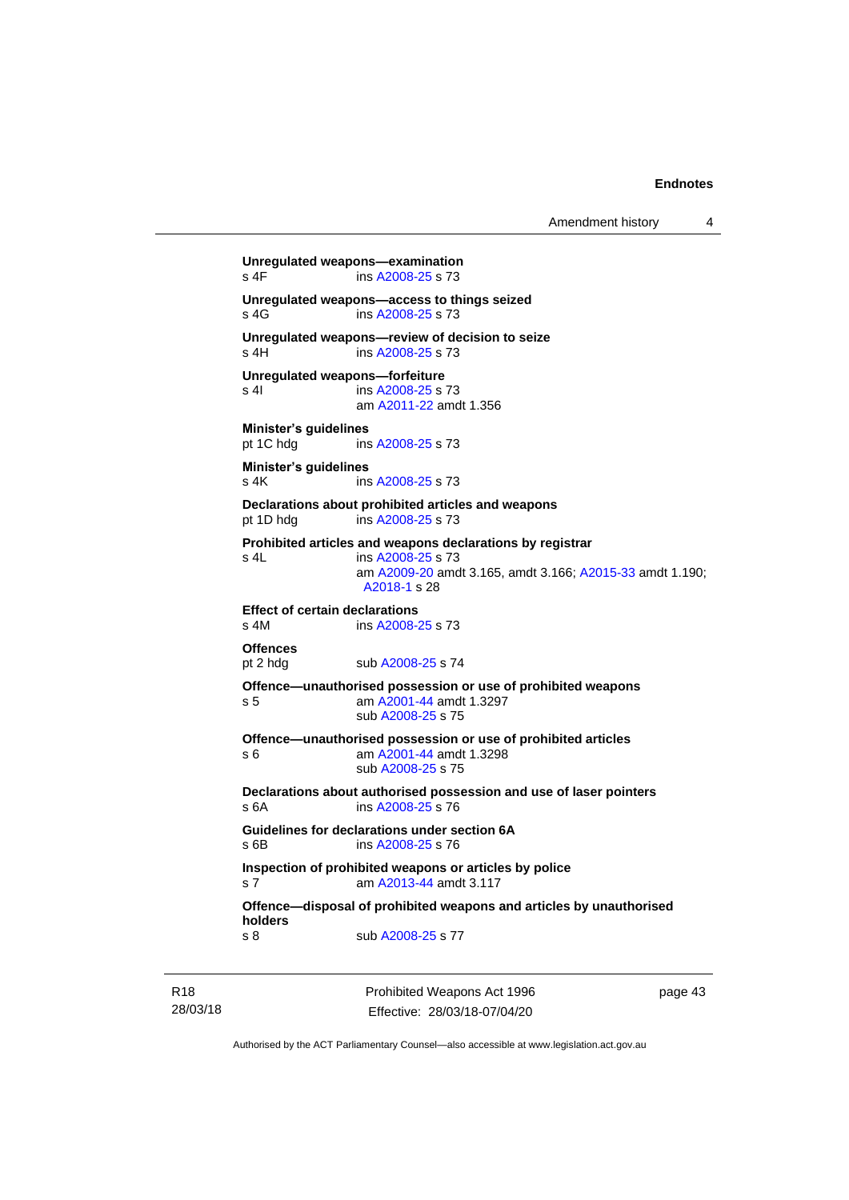**Unregulated weapons—examination**

s 4F ins A2008-25 s 73

**Unregulated weapons—access to things seized**

s 4G ins A2008-25 s 73

**Unregulated weapons—review of decision to seize**

s 4H ins A2008-25 s 73

**Unregulated weapons—forfeiture**

s 4I ins A2008-25 s 73
am A2011-22 amdt 1.356

**Minister's guidelines**

pt 1C hdg ins A2008-25 s 73

**Minister's guidelines**

s 4K ins A2008-25 s 73

**Declarations about prohibited articles and weapons**

pt 1D hdg ins A2008-25 s 73

**Prohibited articles and weapons declarations by registrar**

s 4L ins A2008-25 s 73
am A2009-20 amdt 3.165, amdt 3.166; A2015-33 amdt 1.190; A2018-1 s 28

**Effect of certain declarations**

s 4M ins A2008-25 s 73

**Offences**

pt 2 hdg sub A2008-25 s 74

**Offence—unauthorised possession or use of prohibited weapons**

s 5 am A2001-44 amdt 1.3297
sub A2008-25 s 75

**Offence—unauthorised possession or use of prohibited articles**

s 6 am A2001-44 amdt 1.3298
sub A2008-25 s 75

**Declarations about authorised possession and use of laser pointers**

s 6A ins A2008-25 s 76

**Guidelines for declarations under section 6A**

s 6B ins A2008-25 s 76

**Inspection of prohibited weapons or articles by police**

s 7 am A2013-44 amdt 3.117

**Offence—disposal of prohibited weapons and articles by unauthorised holders**

s 8 sub A2008-25 s 77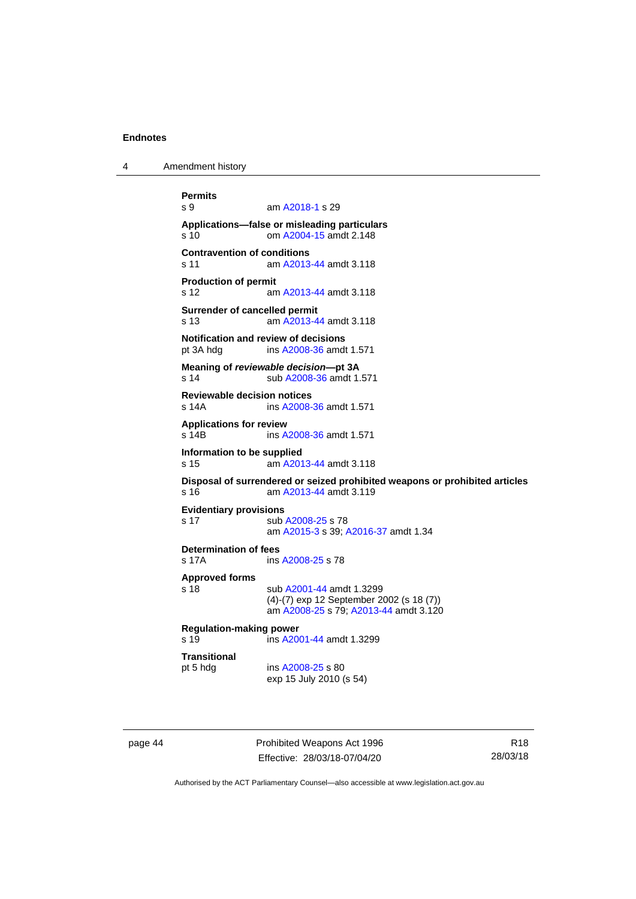**Permits**

s 9 am A2018-1 s 29

**Applications—false or misleading particulars**

s 10 om A2004-15 amdt 2.148

**Contravention of conditions**

s 11 am A2013-44 amdt 3.118

**Production of permit**

s 12 am A2013-44 amdt 3.118

**Surrender of cancelled permit**

s 13 am A2013-44 amdt 3.118

**Notification and review of decisions**

pt 3A hdg ins A2008-36 amdt 1.571

**Meaning of *reviewable decision*—pt 3A**

s 14 sub A2008-36 amdt 1.571

**Reviewable decision notices**

s 14A ins A2008-36 amdt 1.571

**Applications for review**

s 14B ins A2008-36 amdt 1.571

**Information to be supplied**

s 15 am A2013-44 amdt 3.118

**Disposal of surrendered or seized prohibited weapons or prohibited articles**

s 16 am A2013-44 amdt 3.119

**Evidentiary provisions**

s 17 sub A2008-25 s 78
am A2015-3 s 39; A2016-37 amdt 1.34

**Determination of fees**

s 17A ins A2008-25 s 78

**Approved forms**

s 18 sub A2001-44 amdt 1.3299
(4)-(7) exp 12 September 2002 (s 18 (7))
am A2008-25 s 79; A2013-44 amdt 3.120

**Regulation-making power**

s 19 ins A2001-44 amdt 1.3299

**Transitional**

pt 5 hdg ins A2008-25 s 80
exp 15 July 2010 (s 54)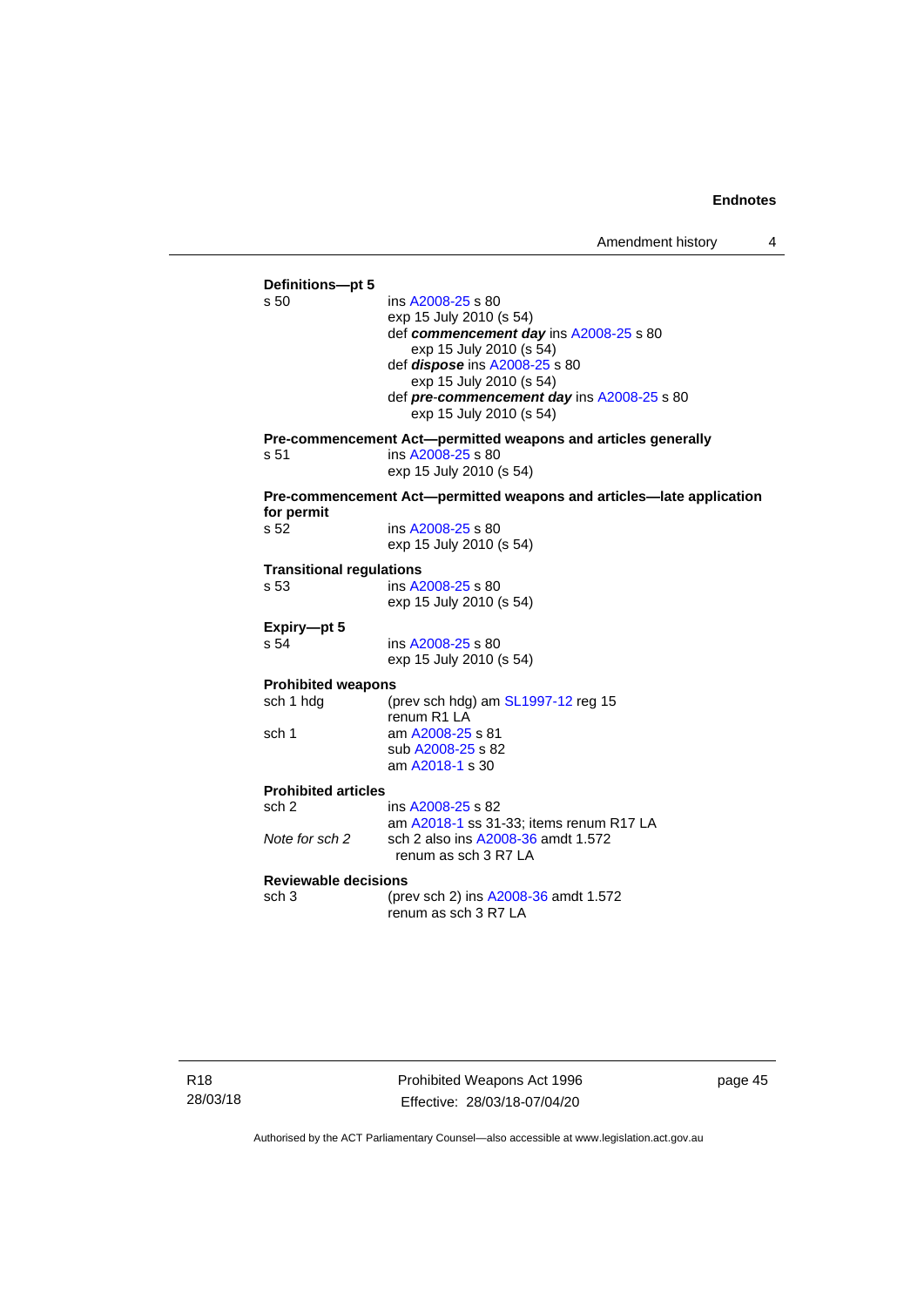**Definitions—pt 5**

s 50 ins A2008-25 s 80
exp 15 July 2010 (s 54)
def ***commencement day*** ins A2008-25 s 80
exp 15 July 2010 (s 54)
def ***dispose*** ins A2008-25 s 80
exp 15 July 2010 (s 54)
def ***pre-commencement day*** ins A2008-25 s 80
exp 15 July 2010 (s 54)

**Pre-commencement Act—permitted weapons and articles generally**

s 51 ins A2008-25 s 80
exp 15 July 2010 (s 54)

**Pre-commencement Act—permitted weapons and articles—late application for permit**

s 52 ins A2008-25 s 80
exp 15 July 2010 (s 54)

**Transitional regulations**

s 53 ins A2008-25 s 80
exp 15 July 2010 (s 54)

**Expiry—pt 5**

s 54 ins A2008-25 s 80
exp 15 July 2010 (s 54)

**Prohibited weapons**

sch 1 hdg (prev sch hdg) am SL1997-12 reg 15
renum R1 LA

sch 1 am A2008-25 s 81
sub A2008-25 s 82
am A2018-1 s 30

**Prohibited articles**

sch 2 ins A2008-25 s 82
am A2018-1 ss 31-33; items renum R17 LA

*Note for sch 2* sch 2 also ins A2008-36 amdt 1.572
renum as sch 3 R7 LA

**Reviewable decisions**

sch 3 (prev sch 2) ins A2008-36 amdt 1.572
renum as sch 3 R7 LA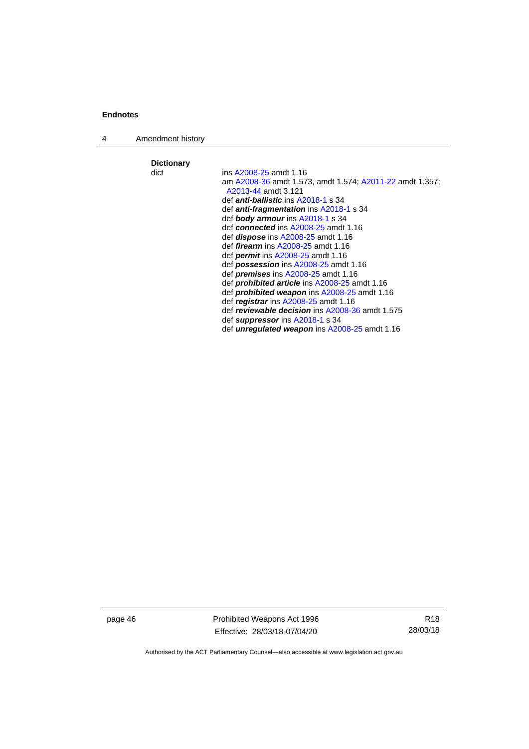**Dictionary**

dict ins A2008-25 amdt 1.16
am A2008-36 amdt 1.573, amdt 1.574; A2011-22 amdt 1.357; A2013-44 amdt 3.121
def ***anti-ballistic*** ins A2018-1 s 34
def ***anti-fragmentation*** ins A2018-1 s 34
def ***body armour*** ins A2018-1 s 34
def ***connected*** ins A2008-25 amdt 1.16
def ***dispose*** ins A2008-25 amdt 1.16
def ***firearm*** ins A2008-25 amdt 1.16
def ***permit*** ins A2008-25 amdt 1.16
def ***possession*** ins A2008-25 amdt 1.16
def ***premises*** ins A2008-25 amdt 1.16
def ***prohibited article*** ins A2008-25 amdt 1.16
def ***prohibited weapon*** ins A2008-25 amdt 1.16
def ***registrar*** ins A2008-25 amdt 1.16
def ***reviewable decision*** ins A2008-36 amdt 1.575
def ***suppressor*** ins A2018-1 s 34
def ***unregulated weapon*** ins A2008-25 amdt 1.16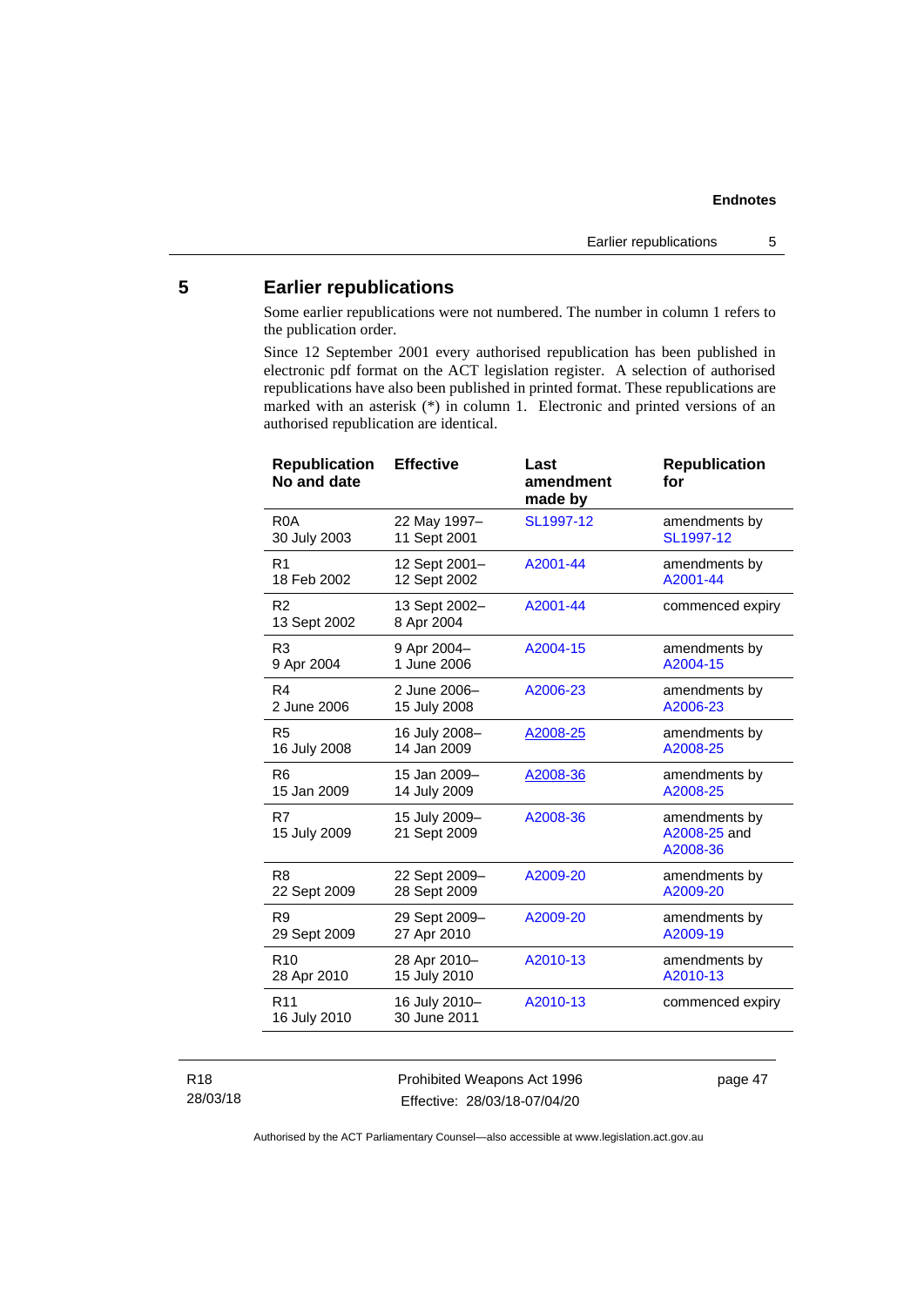## 5 Earlier republications

Some earlier republications were not numbered. The number in column 1 refers to the publication order.

Since 12 September 2001 every authorised republication has been published in electronic pdf format on the ACT legislation register. A selection of authorised republications have also been published in printed format. These republications are marked with an asterisk (*) in column 1. Electronic and printed versions of an authorised republication are identical.

| Republication No and date | Effective | Last amendment made by | Republication for |
|---|---|---|---|
| R0A<br>30 July 2003 | 22 May 1997–<br>11 Sept 2001 | SL1997-12 | amendments by SL1997-12 |
| R1<br>18 Feb 2002 | 12 Sept 2001–<br>12 Sept 2002 | A2001-44 | amendments by A2001-44 |
| R2<br>13 Sept 2002 | 13 Sept 2002–<br>8 Apr 2004 | A2001-44 | commenced expiry |
| R3<br>9 Apr 2004 | 9 Apr 2004–<br>1 June 2006 | A2004-15 | amendments by A2004-15 |
| R4<br>2 June 2006 | 2 June 2006–<br>15 July 2008 | A2006-23 | amendments by A2006-23 |
| R5<br>16 July 2008 | 16 July 2008–<br>14 Jan 2009 | A2008-25 | amendments by A2008-25 |
| R6<br>15 Jan 2009 | 15 Jan 2009–<br>14 July 2009 | A2008-36 | amendments by A2008-25 |
| R7<br>15 July 2009 | 15 July 2009–<br>21 Sept 2009 | A2008-36 | amendments by A2008-25 and A2008-36 |
| R8<br>22 Sept 2009 | 22 Sept 2009–<br>28 Sept 2009 | A2009-20 | amendments by A2009-20 |
| R9<br>29 Sept 2009 | 29 Sept 2009–<br>27 Apr 2010 | A2009-20 | amendments by A2009-19 |
| R10<br>28 Apr 2010 | 28 Apr 2010–<br>15 July 2010 | A2010-13 | amendments by A2010-13 |
| R11<br>16 July 2010 | 16 July 2010–<br>30 June 2011 | A2010-13 | commenced expiry |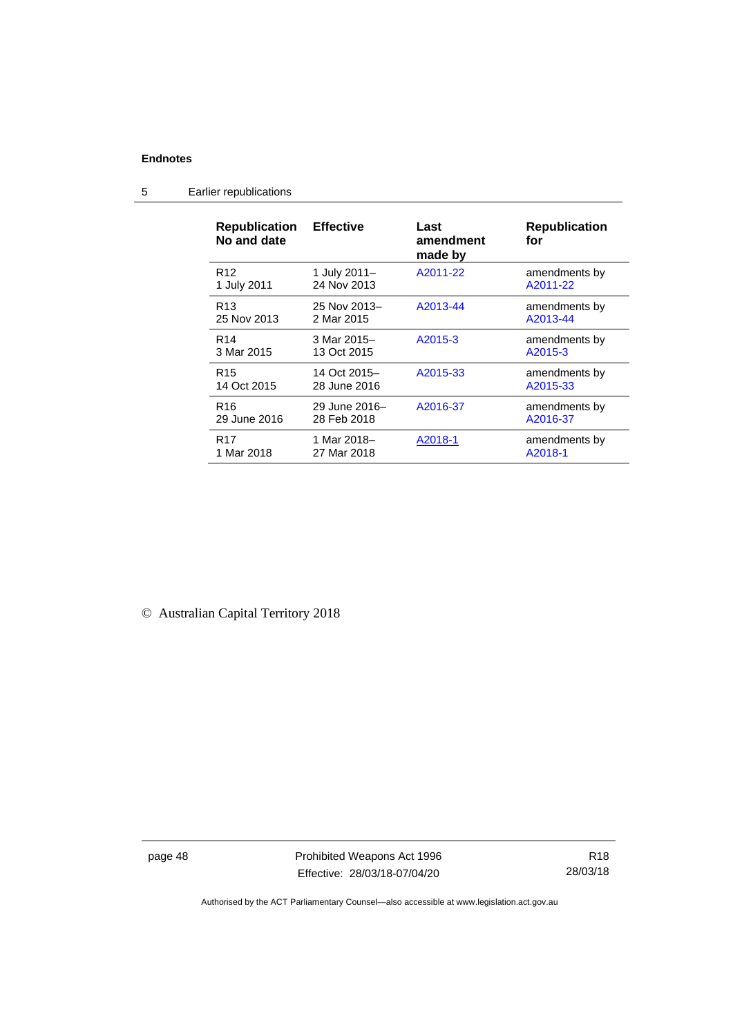**Endnotes**

5 Earlier republications

| Republication No and date | Effective | Last amendment made by | Republication for |
|---|---|---|---|
| R12 1 July 2011 | 1 July 2011–24 Nov 2013 | A2011-22 | amendments by A2011-22 |
| R13 25 Nov 2013 | 25 Nov 2013–2 Mar 2015 | A2013-44 | amendments by A2013-44 |
| R14 3 Mar 2015 | 3 Mar 2015–13 Oct 2015 | A2015-3 | amendments by A2015-3 |
| R15 14 Oct 2015 | 14 Oct 2015–28 June 2016 | A2015-33 | amendments by A2015-33 |
| R16 29 June 2016 | 29 June 2016–28 Feb 2018 | A2016-37 | amendments by A2016-37 |
| R17 1 Mar 2018 | 1 Mar 2018–27 Mar 2018 | A2018-1 | amendments by A2018-1 |

© Australian Capital Territory 2018